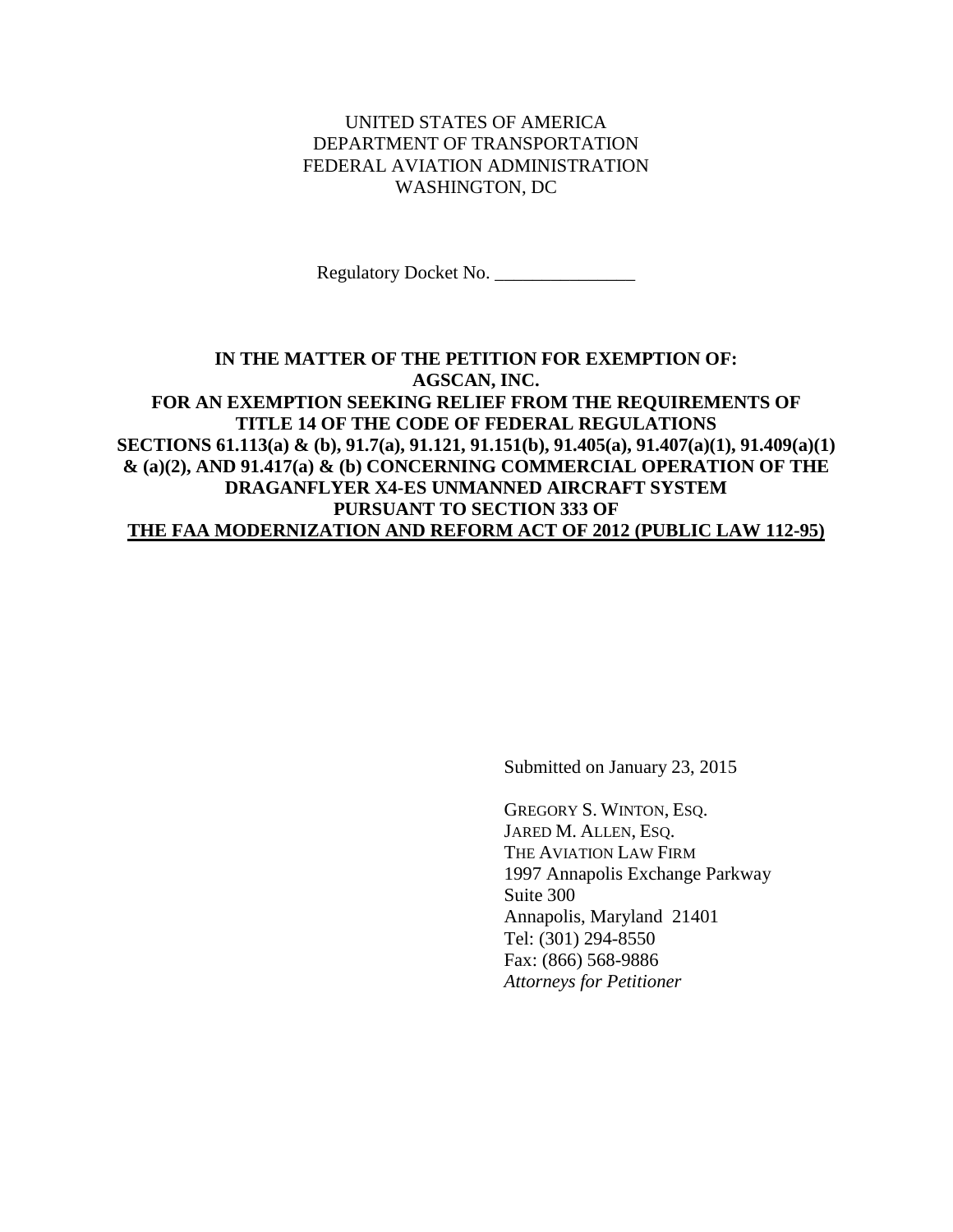UNITED STATES OF AMERICA
DEPARTMENT OF TRANSPORTATION
FEDERAL AVIATION ADMINISTRATION
WASHINGTON, DC

Regulatory Docket No. _______________

**IN THE MATTER OF THE PETITION FOR EXEMPTION OF:**
**AGSCAN, INC.**
**FOR AN EXEMPTION SEEKING RELIEF FROM THE REQUIREMENTS OF TITLE 14 OF THE CODE OF FEDERAL REGULATIONS SECTIONS 61.113(a) & (b), 91.7(a), 91.121, 91.151(b), 91.405(a), 91.407(a)(1), 91.409(a)(1) & (a)(2), AND 91.417(a) & (b) CONCERNING COMMERCIAL OPERATION OF THE DRAGANFLYER X4-ES UNMANNED AIRCRAFT SYSTEM PURSUANT TO SECTION 333 OF THE FAA MODERNIZATION AND REFORM ACT OF 2012 (PUBLIC LAW 112-95)**

Submitted on January 23, 2015

GREGORY S. WINTON, ESQ.
JARED M. ALLEN, ESQ.
THE AVIATION LAW FIRM
1997 Annapolis Exchange Parkway
Suite 300
Annapolis, Maryland 21401
Tel: (301) 294-8550
Fax: (866) 568-9886
*Attorneys for Petitioner*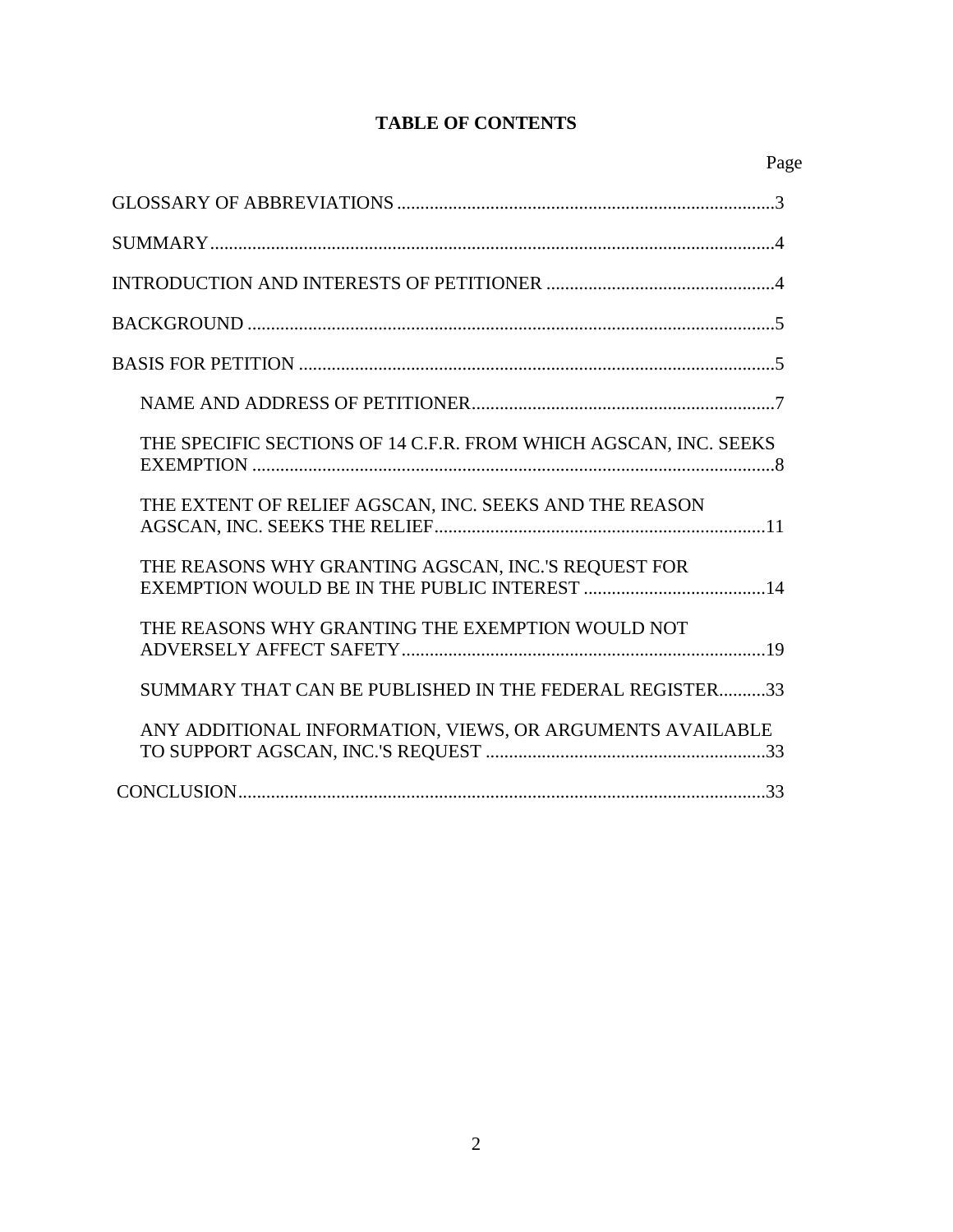# TABLE OF CONTENTS

| | Page |
|---|---|
| GLOSSARY OF ABBREVIATIONS | 3 |
| SUMMARY | 4 |
| INTRODUCTION AND INTERESTS OF PETITIONER | 4 |
| BACKGROUND | 5 |
| BASIS FOR PETITION | 5 |
| NAME AND ADDRESS OF PETITIONER | 7 |
| THE SPECIFIC SECTIONS OF 14 C.F.R. FROM WHICH AGSCAN, INC. SEEKS EXEMPTION | 8 |
| THE EXTENT OF RELIEF AGSCAN, INC. SEEKS AND THE REASON AGSCAN, INC. SEEKS THE RELIEF | 11 |
| THE REASONS WHY GRANTING AGSCAN, INC.'S REQUEST FOR EXEMPTION WOULD BE IN THE PUBLIC INTEREST | 14 |
| THE REASONS WHY GRANTING THE EXEMPTION WOULD NOT ADVERSELY AFFECT SAFETY | 19 |
| SUMMARY THAT CAN BE PUBLISHED IN THE FEDERAL REGISTER | 33 |
| ANY ADDITIONAL INFORMATION, VIEWS, OR ARGUMENTS AVAILABLE TO SUPPORT AGSCAN, INC.'S REQUEST | 33 |
| CONCLUSION | 33 |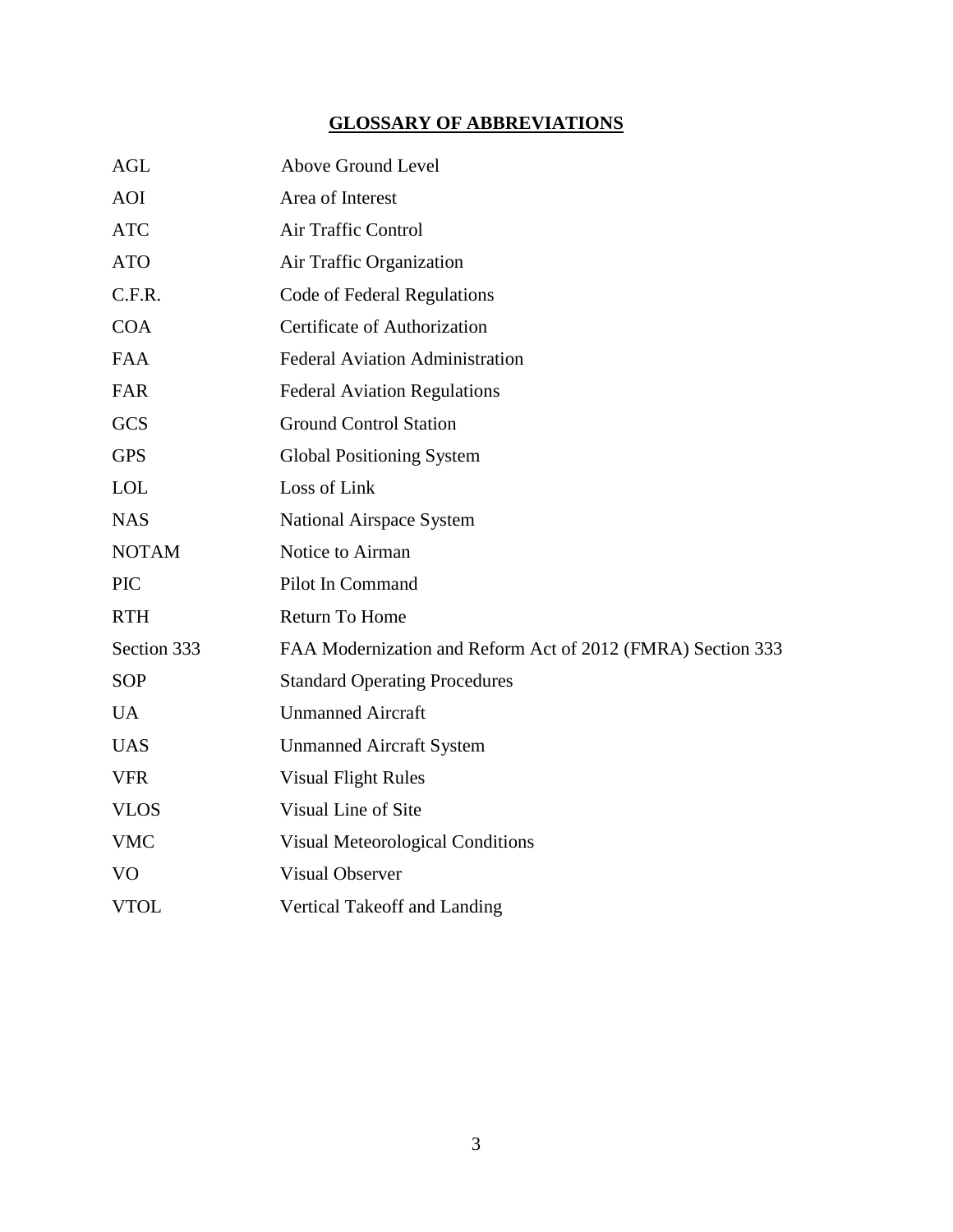# GLOSSARY OF ABBREVIATIONS

| | |
|---|---|
| AGL | Above Ground Level |
| AOI | Area of Interest |
| ATC | Air Traffic Control |
| ATO | Air Traffic Organization |
| C.F.R. | Code of Federal Regulations |
| COA | Certificate of Authorization |
| FAA | Federal Aviation Administration |
| FAR | Federal Aviation Regulations |
| GCS | Ground Control Station |
| GPS | Global Positioning System |
| LOL | Loss of Link |
| NAS | National Airspace System |
| NOTAM | Notice to Airman |
| PIC | Pilot In Command |
| RTH | Return To Home |
| Section 333 | FAA Modernization and Reform Act of 2012 (FMRA) Section 333 |
| SOP | Standard Operating Procedures |
| UA | Unmanned Aircraft |
| UAS | Unmanned Aircraft System |
| VFR | Visual Flight Rules |
| VLOS | Visual Line of Site |
| VMC | Visual Meteorological Conditions |
| VO | Visual Observer |
| VTOL | Vertical Takeoff and Landing |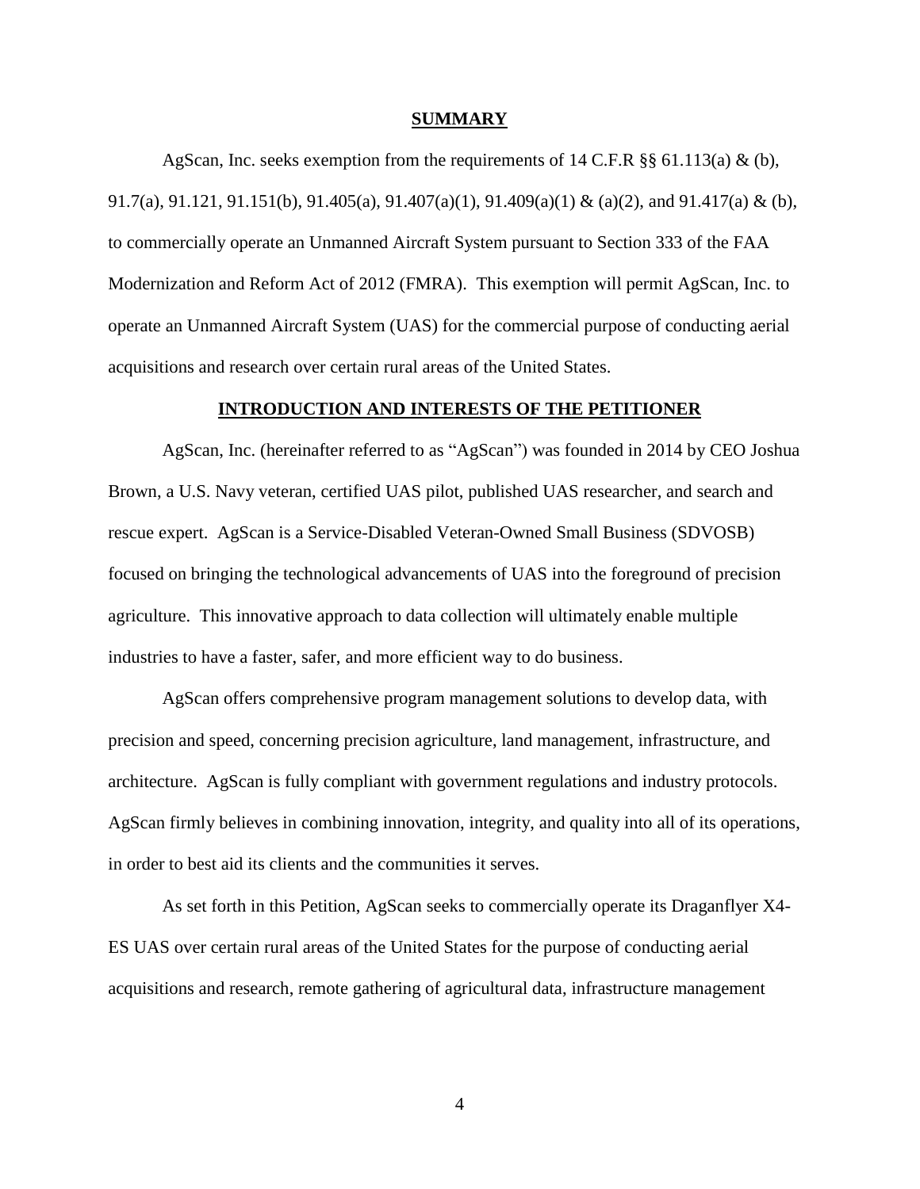## SUMMARY

AgScan, Inc. seeks exemption from the requirements of 14 C.F.R §§ 61.113(a) & (b), 91.7(a), 91.121, 91.151(b), 91.405(a), 91.407(a)(1), 91.409(a)(1) & (a)(2), and 91.417(a) & (b), to commercially operate an Unmanned Aircraft System pursuant to Section 333 of the FAA Modernization and Reform Act of 2012 (FMRA). This exemption will permit AgScan, Inc. to operate an Unmanned Aircraft System (UAS) for the commercial purpose of conducting aerial acquisitions and research over certain rural areas of the United States.

## INTRODUCTION AND INTERESTS OF THE PETITIONER

AgScan, Inc. (hereinafter referred to as "AgScan") was founded in 2014 by CEO Joshua Brown, a U.S. Navy veteran, certified UAS pilot, published UAS researcher, and search and rescue expert. AgScan is a Service-Disabled Veteran-Owned Small Business (SDVOSB) focused on bringing the technological advancements of UAS into the foreground of precision agriculture. This innovative approach to data collection will ultimately enable multiple industries to have a faster, safer, and more efficient way to do business.

AgScan offers comprehensive program management solutions to develop data, with precision and speed, concerning precision agriculture, land management, infrastructure, and architecture. AgScan is fully compliant with government regulations and industry protocols. AgScan firmly believes in combining innovation, integrity, and quality into all of its operations, in order to best aid its clients and the communities it serves.

As set forth in this Petition, AgScan seeks to commercially operate its Draganflyer X4-ES UAS over certain rural areas of the United States for the purpose of conducting aerial acquisitions and research, remote gathering of agricultural data, infrastructure management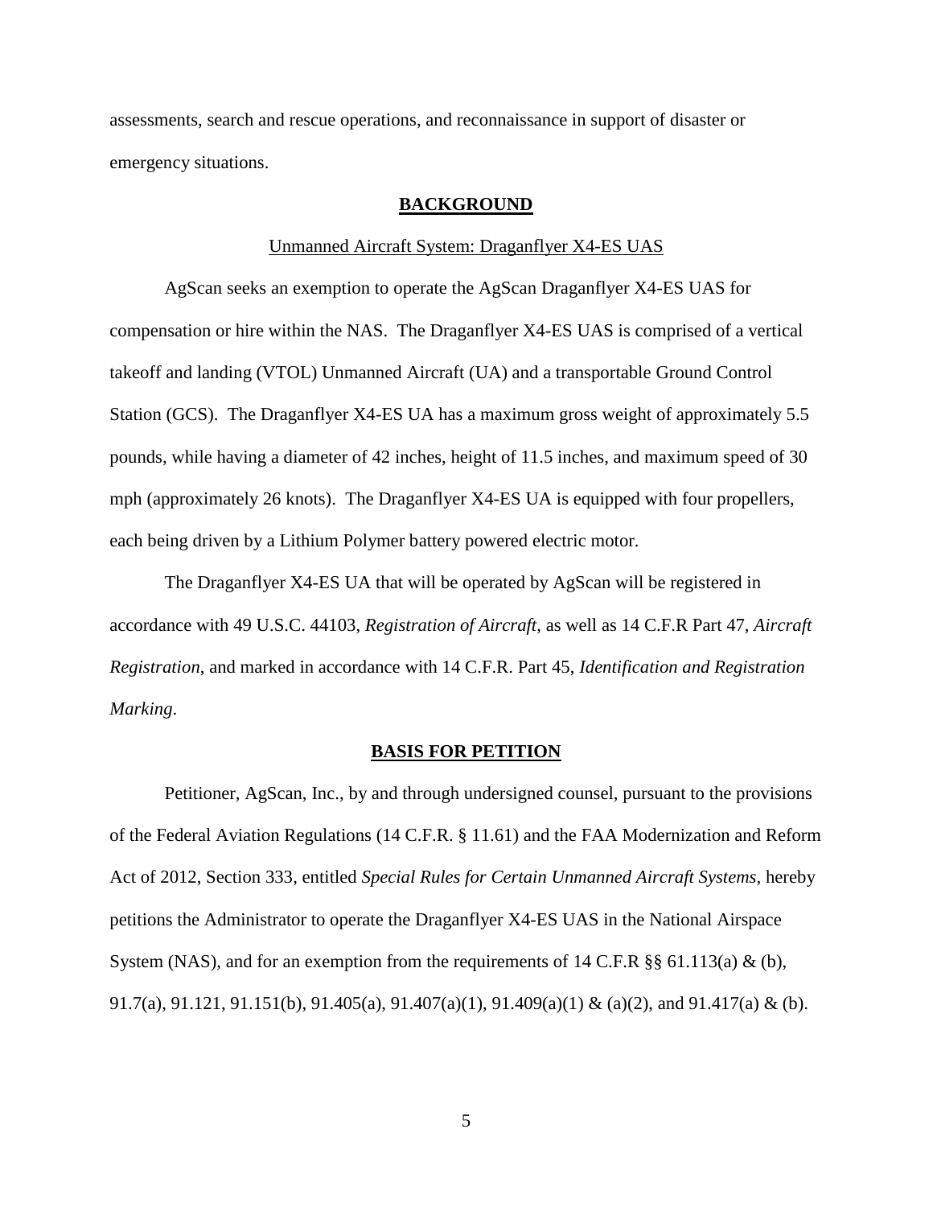assessments, search and rescue operations, and reconnaissance in support of disaster or emergency situations.

## BACKGROUND

### Unmanned Aircraft System: Draganflyer X4-ES UAS

AgScan seeks an exemption to operate the AgScan Draganflyer X4-ES UAS for compensation or hire within the NAS. The Draganflyer X4-ES UAS is comprised of a vertical takeoff and landing (VTOL) Unmanned Aircraft (UA) and a transportable Ground Control Station (GCS). The Draganflyer X4-ES UA has a maximum gross weight of approximately 5.5 pounds, while having a diameter of 42 inches, height of 11.5 inches, and maximum speed of 30 mph (approximately 26 knots). The Draganflyer X4-ES UA is equipped with four propellers, each being driven by a Lithium Polymer battery powered electric motor.

The Draganflyer X4-ES UA that will be operated by AgScan will be registered in accordance with 49 U.S.C. 44103, *Registration of Aircraft*, as well as 14 C.F.R Part 47, *Aircraft Registration*, and marked in accordance with 14 C.F.R. Part 45, *Identification and Registration Marking*.

## BASIS FOR PETITION

Petitioner, AgScan, Inc., by and through undersigned counsel, pursuant to the provisions of the Federal Aviation Regulations (14 C.F.R. § 11.61) and the FAA Modernization and Reform Act of 2012, Section 333, entitled *Special Rules for Certain Unmanned Aircraft Systems*, hereby petitions the Administrator to operate the Draganflyer X4-ES UAS in the National Airspace System (NAS), and for an exemption from the requirements of 14 C.F.R §§ 61.113(a) & (b), 91.7(a), 91.121, 91.151(b), 91.405(a), 91.407(a)(1), 91.409(a)(1) & (a)(2), and 91.417(a) & (b).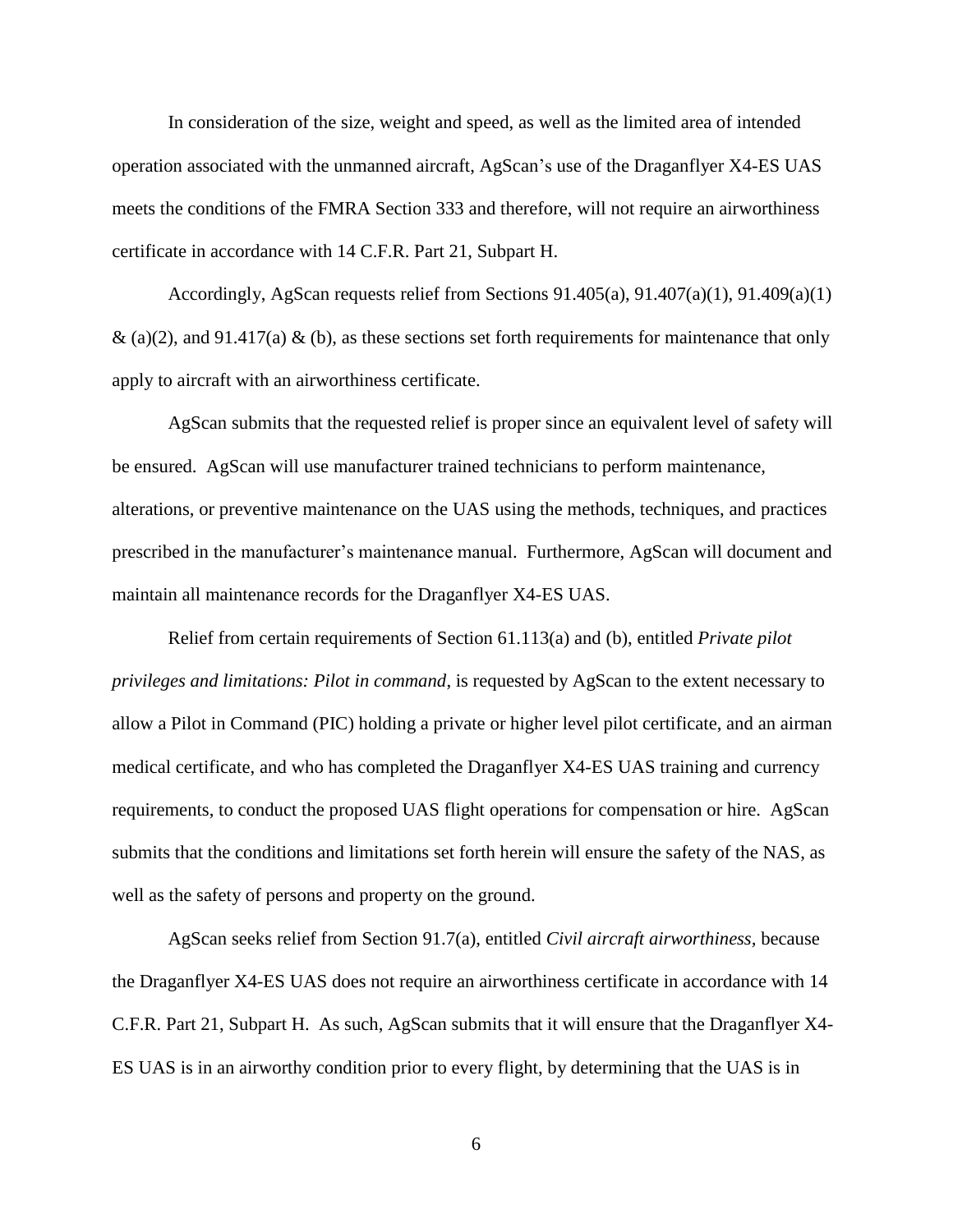In consideration of the size, weight and speed, as well as the limited area of intended operation associated with the unmanned aircraft, AgScan's use of the Draganflyer X4-ES UAS meets the conditions of the FMRA Section 333 and therefore, will not require an airworthiness certificate in accordance with 14 C.F.R. Part 21, Subpart H.

Accordingly, AgScan requests relief from Sections 91.405(a), 91.407(a)(1), 91.409(a)(1) & (a)(2), and 91.417(a) & (b), as these sections set forth requirements for maintenance that only apply to aircraft with an airworthiness certificate.

AgScan submits that the requested relief is proper since an equivalent level of safety will be ensured. AgScan will use manufacturer trained technicians to perform maintenance, alterations, or preventive maintenance on the UAS using the methods, techniques, and practices prescribed in the manufacturer's maintenance manual. Furthermore, AgScan will document and maintain all maintenance records for the Draganflyer X4-ES UAS.

Relief from certain requirements of Section 61.113(a) and (b), entitled *Private pilot privileges and limitations: Pilot in command*, is requested by AgScan to the extent necessary to allow a Pilot in Command (PIC) holding a private or higher level pilot certificate, and an airman medical certificate, and who has completed the Draganflyer X4-ES UAS training and currency requirements, to conduct the proposed UAS flight operations for compensation or hire. AgScan submits that the conditions and limitations set forth herein will ensure the safety of the NAS, as well as the safety of persons and property on the ground.

AgScan seeks relief from Section 91.7(a), entitled *Civil aircraft airworthiness*, because the Draganflyer X4-ES UAS does not require an airworthiness certificate in accordance with 14 C.F.R. Part 21, Subpart H. As such, AgScan submits that it will ensure that the Draganflyer X4-ES UAS is in an airworthy condition prior to every flight, by determining that the UAS is in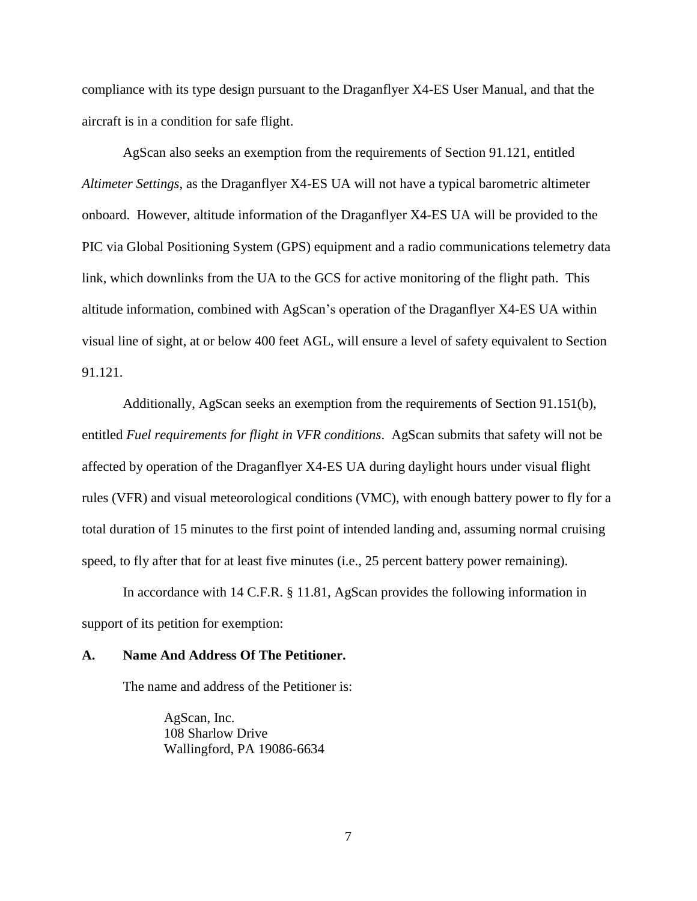compliance with its type design pursuant to the Draganflyer X4-ES User Manual, and that the aircraft is in a condition for safe flight.

AgScan also seeks an exemption from the requirements of Section 91.121, entitled *Altimeter Settings*, as the Draganflyer X4-ES UA will not have a typical barometric altimeter onboard. However, altitude information of the Draganflyer X4-ES UA will be provided to the PIC via Global Positioning System (GPS) equipment and a radio communications telemetry data link, which downlinks from the UA to the GCS for active monitoring of the flight path. This altitude information, combined with AgScan's operation of the Draganflyer X4-ES UA within visual line of sight, at or below 400 feet AGL, will ensure a level of safety equivalent to Section 91.121.

Additionally, AgScan seeks an exemption from the requirements of Section 91.151(b), entitled *Fuel requirements for flight in VFR conditions*. AgScan submits that safety will not be affected by operation of the Draganflyer X4-ES UA during daylight hours under visual flight rules (VFR) and visual meteorological conditions (VMC), with enough battery power to fly for a total duration of 15 minutes to the first point of intended landing and, assuming normal cruising speed, to fly after that for at least five minutes (i.e., 25 percent battery power remaining).

In accordance with 14 C.F.R. § 11.81, AgScan provides the following information in support of its petition for exemption:

**A. Name And Address Of The Petitioner.**

The name and address of the Petitioner is:

AgScan, Inc.
108 Sharlow Drive
Wallingford, PA 19086-6634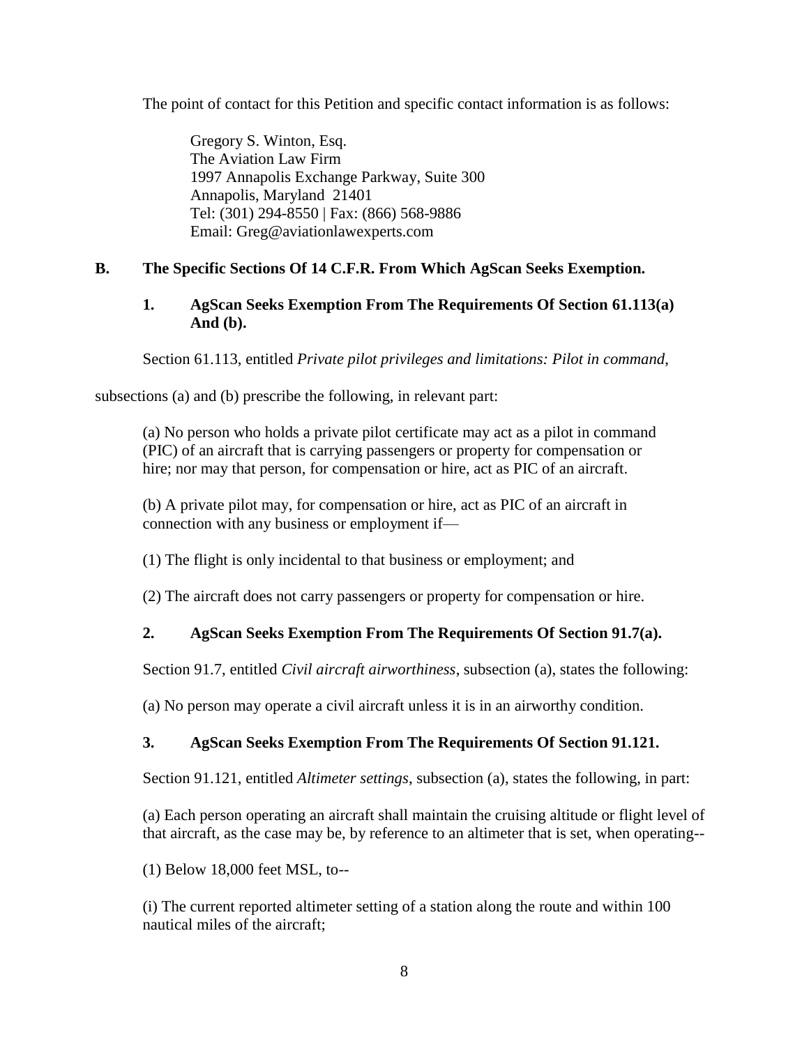The point of contact for this Petition and specific contact information is as follows:

> Gregory S. Winton, Esq.
> The Aviation Law Firm
> 1997 Annapolis Exchange Parkway, Suite 300
> Annapolis, Maryland 21401
> Tel: (301) 294-8550 | Fax: (866) 568-9886
> Email: Greg@aviationlawexperts.com

## B. The Specific Sections Of 14 C.F.R. From Which AgScan Seeks Exemption.

### 1. AgScan Seeks Exemption From The Requirements Of Section 61.113(a) And (b).

Section 61.113, entitled *Private pilot privileges and limitations: Pilot in command*, subsections (a) and (b) prescribe the following, in relevant part:

> (a) No person who holds a private pilot certificate may act as a pilot in command (PIC) of an aircraft that is carrying passengers or property for compensation or hire; nor may that person, for compensation or hire, act as PIC of an aircraft.
>
> (b) A private pilot may, for compensation or hire, act as PIC of an aircraft in connection with any business or employment if—
>
> (1) The flight is only incidental to that business or employment; and
>
> (2) The aircraft does not carry passengers or property for compensation or hire.

### 2. AgScan Seeks Exemption From The Requirements Of Section 91.7(a).

Section 91.7, entitled *Civil aircraft airworthiness*, subsection (a), states the following:

> (a) No person may operate a civil aircraft unless it is in an airworthy condition.

### 3. AgScan Seeks Exemption From The Requirements Of Section 91.121.

Section 91.121, entitled *Altimeter settings*, subsection (a), states the following, in part:

> (a) Each person operating an aircraft shall maintain the cruising altitude or flight level of that aircraft, as the case may be, by reference to an altimeter that is set, when operating--
>
> (1) Below 18,000 feet MSL, to--
>
> (i) The current reported altimeter setting of a station along the route and within 100 nautical miles of the aircraft;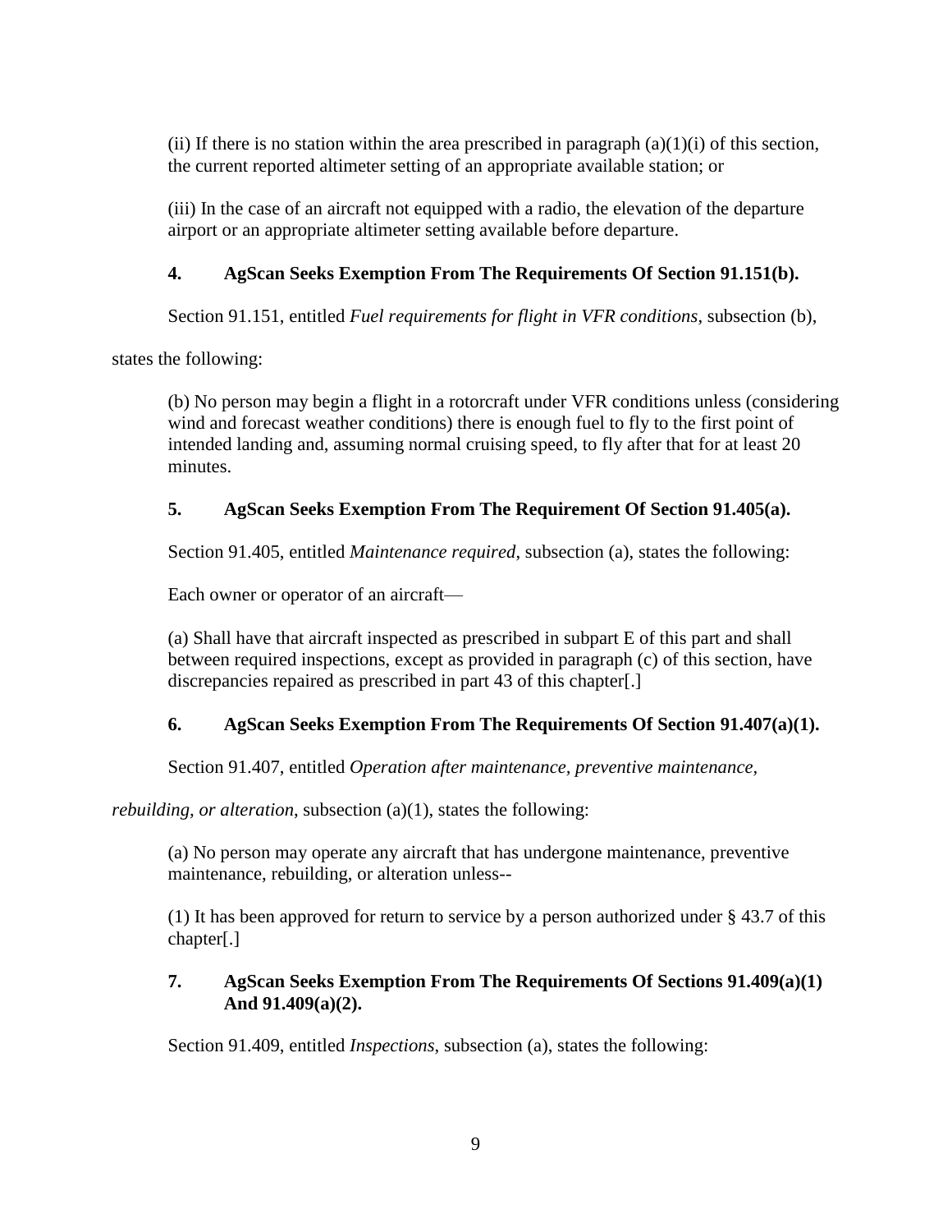(ii) If there is no station within the area prescribed in paragraph (a)(1)(i) of this section, the current reported altimeter setting of an appropriate available station; or

(iii) In the case of an aircraft not equipped with a radio, the elevation of the departure airport or an appropriate altimeter setting available before departure.

### 4. AgScan Seeks Exemption From The Requirements Of Section 91.151(b).

Section 91.151, entitled *Fuel requirements for flight in VFR conditions*, subsection (b), states the following:

(b) No person may begin a flight in a rotorcraft under VFR conditions unless (considering wind and forecast weather conditions) there is enough fuel to fly to the first point of intended landing and, assuming normal cruising speed, to fly after that for at least 20 minutes.

### 5. AgScan Seeks Exemption From The Requirement Of Section 91.405(a).

Section 91.405, entitled *Maintenance required*, subsection (a), states the following:

Each owner or operator of an aircraft—

(a) Shall have that aircraft inspected as prescribed in subpart E of this part and shall between required inspections, except as provided in paragraph (c) of this section, have discrepancies repaired as prescribed in part 43 of this chapter[.]

### 6. AgScan Seeks Exemption From The Requirements Of Section 91.407(a)(1).

Section 91.407, entitled *Operation after maintenance, preventive maintenance, rebuilding, or alteration*, subsection (a)(1), states the following:

(a) No person may operate any aircraft that has undergone maintenance, preventive maintenance, rebuilding, or alteration unless--

(1) It has been approved for return to service by a person authorized under § 43.7 of this chapter[.]

### 7. AgScan Seeks Exemption From The Requirements Of Sections 91.409(a)(1) And 91.409(a)(2).

Section 91.409, entitled *Inspections*, subsection (a), states the following: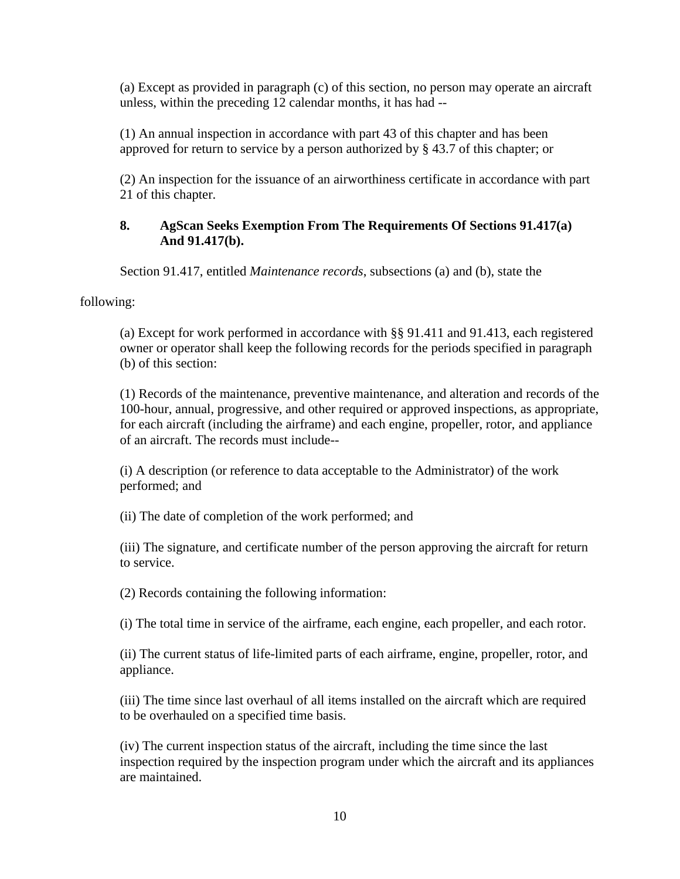(a) Except as provided in paragraph (c) of this section, no person may operate an aircraft unless, within the preceding 12 calendar months, it has had --

(1) An annual inspection in accordance with part 43 of this chapter and has been approved for return to service by a person authorized by § 43.7 of this chapter; or

(2) An inspection for the issuance of an airworthiness certificate in accordance with part 21 of this chapter.

### 8. AgScan Seeks Exemption From The Requirements Of Sections 91.417(a) And 91.417(b).

Section 91.417, entitled *Maintenance records*, subsections (a) and (b), state the following:

(a) Except for work performed in accordance with §§ 91.411 and 91.413, each registered owner or operator shall keep the following records for the periods specified in paragraph (b) of this section:

(1) Records of the maintenance, preventive maintenance, and alteration and records of the 100-hour, annual, progressive, and other required or approved inspections, as appropriate, for each aircraft (including the airframe) and each engine, propeller, rotor, and appliance of an aircraft. The records must include--

(i) A description (or reference to data acceptable to the Administrator) of the work performed; and

(ii) The date of completion of the work performed; and

(iii) The signature, and certificate number of the person approving the aircraft for return to service.

(2) Records containing the following information:

(i) The total time in service of the airframe, each engine, each propeller, and each rotor.

(ii) The current status of life-limited parts of each airframe, engine, propeller, rotor, and appliance.

(iii) The time since last overhaul of all items installed on the aircraft which are required to be overhauled on a specified time basis.

(iv) The current inspection status of the aircraft, including the time since the last inspection required by the inspection program under which the aircraft and its appliances are maintained.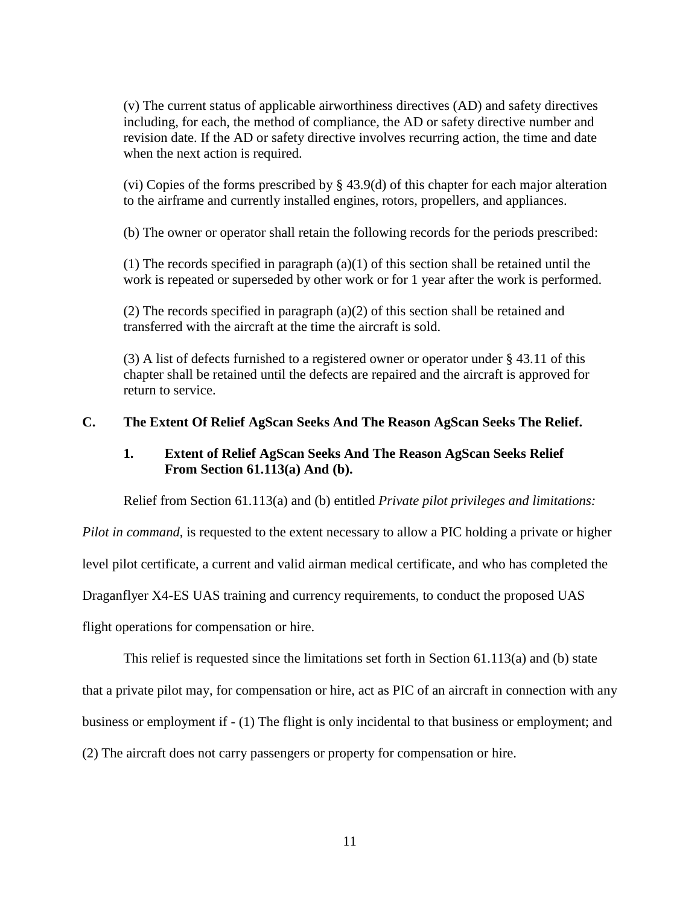(v) The current status of applicable airworthiness directives (AD) and safety directives including, for each, the method of compliance, the AD or safety directive number and revision date. If the AD or safety directive involves recurring action, the time and date when the next action is required.

(vi) Copies of the forms prescribed by § 43.9(d) of this chapter for each major alteration to the airframe and currently installed engines, rotors, propellers, and appliances.

(b) The owner or operator shall retain the following records for the periods prescribed:

(1) The records specified in paragraph (a)(1) of this section shall be retained until the work is repeated or superseded by other work or for 1 year after the work is performed.

(2) The records specified in paragraph (a)(2) of this section shall be retained and transferred with the aircraft at the time the aircraft is sold.

(3) A list of defects furnished to a registered owner or operator under § 43.11 of this chapter shall be retained until the defects are repaired and the aircraft is approved for return to service.

## C. The Extent Of Relief AgScan Seeks And The Reason AgScan Seeks The Relief.

### 1. Extent of Relief AgScan Seeks And The Reason AgScan Seeks Relief From Section 61.113(a) And (b).

Relief from Section 61.113(a) and (b) entitled *Private pilot privileges and limitations: Pilot in command*, is requested to the extent necessary to allow a PIC holding a private or higher level pilot certificate, a current and valid airman medical certificate, and who has completed the Draganflyer X4-ES UAS training and currency requirements, to conduct the proposed UAS flight operations for compensation or hire.

This relief is requested since the limitations set forth in Section 61.113(a) and (b) state that a private pilot may, for compensation or hire, act as PIC of an aircraft in connection with any business or employment if - (1) The flight is only incidental to that business or employment; and (2) The aircraft does not carry passengers or property for compensation or hire.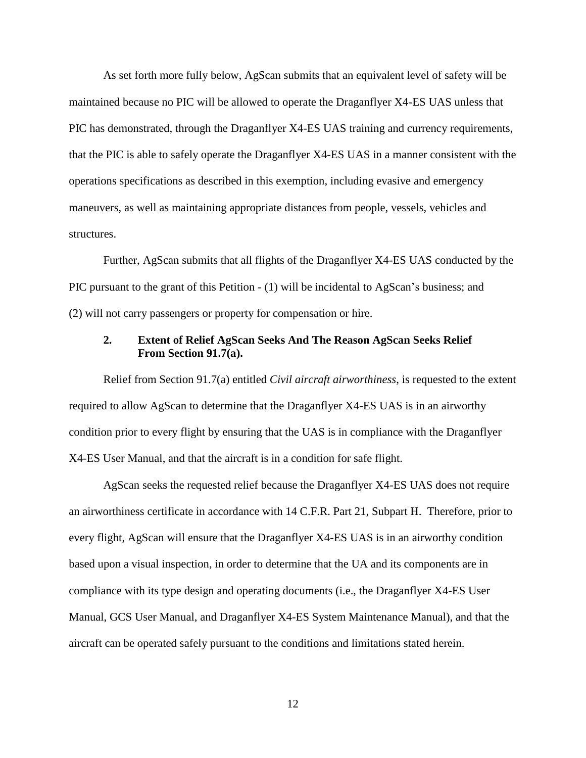As set forth more fully below, AgScan submits that an equivalent level of safety will be maintained because no PIC will be allowed to operate the Draganflyer X4-ES UAS unless that PIC has demonstrated, through the Draganflyer X4-ES UAS training and currency requirements, that the PIC is able to safely operate the Draganflyer X4-ES UAS in a manner consistent with the operations specifications as described in this exemption, including evasive and emergency maneuvers, as well as maintaining appropriate distances from people, vessels, vehicles and structures.

Further, AgScan submits that all flights of the Draganflyer X4-ES UAS conducted by the PIC pursuant to the grant of this Petition - (1) will be incidental to AgScan's business; and (2) will not carry passengers or property for compensation or hire.

### 2. Extent of Relief AgScan Seeks And The Reason AgScan Seeks Relief From Section 91.7(a).

Relief from Section 91.7(a) entitled *Civil aircraft airworthiness*, is requested to the extent required to allow AgScan to determine that the Draganflyer X4-ES UAS is in an airworthy condition prior to every flight by ensuring that the UAS is in compliance with the Draganflyer X4-ES User Manual, and that the aircraft is in a condition for safe flight.

AgScan seeks the requested relief because the Draganflyer X4-ES UAS does not require an airworthiness certificate in accordance with 14 C.F.R. Part 21, Subpart H. Therefore, prior to every flight, AgScan will ensure that the Draganflyer X4-ES UAS is in an airworthy condition based upon a visual inspection, in order to determine that the UA and its components are in compliance with its type design and operating documents (i.e., the Draganflyer X4-ES User Manual, GCS User Manual, and Draganflyer X4-ES System Maintenance Manual), and that the aircraft can be operated safely pursuant to the conditions and limitations stated herein.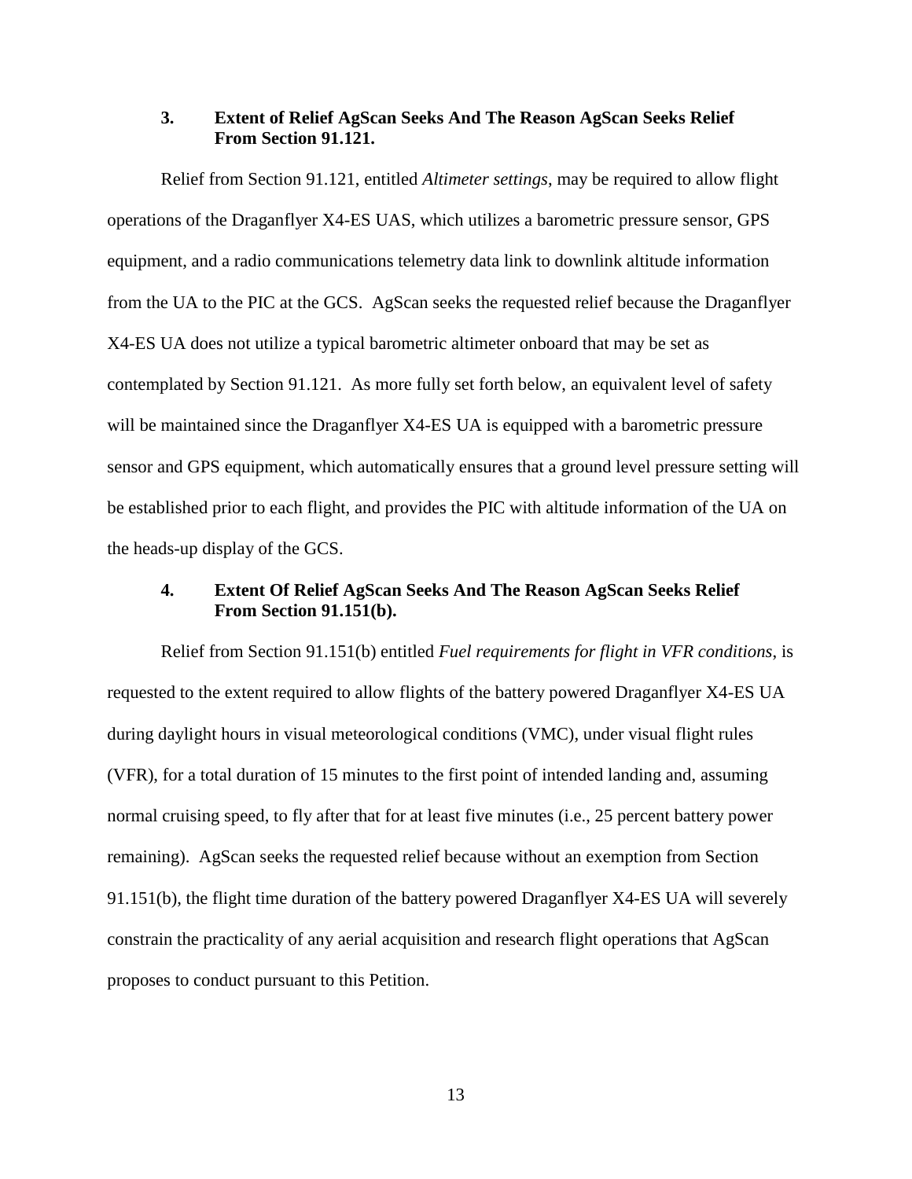### 3. Extent of Relief AgScan Seeks And The Reason AgScan Seeks Relief From Section 91.121.

Relief from Section 91.121, entitled *Altimeter settings*, may be required to allow flight operations of the Draganflyer X4-ES UAS, which utilizes a barometric pressure sensor, GPS equipment, and a radio communications telemetry data link to downlink altitude information from the UA to the PIC at the GCS. AgScan seeks the requested relief because the Draganflyer X4-ES UA does not utilize a typical barometric altimeter onboard that may be set as contemplated by Section 91.121. As more fully set forth below, an equivalent level of safety will be maintained since the Draganflyer X4-ES UA is equipped with a barometric pressure sensor and GPS equipment, which automatically ensures that a ground level pressure setting will be established prior to each flight, and provides the PIC with altitude information of the UA on the heads-up display of the GCS.

### 4. Extent Of Relief AgScan Seeks And The Reason AgScan Seeks Relief From Section 91.151(b).

Relief from Section 91.151(b) entitled *Fuel requirements for flight in VFR conditions*, is requested to the extent required to allow flights of the battery powered Draganflyer X4-ES UA during daylight hours in visual meteorological conditions (VMC), under visual flight rules (VFR), for a total duration of 15 minutes to the first point of intended landing and, assuming normal cruising speed, to fly after that for at least five minutes (i.e., 25 percent battery power remaining). AgScan seeks the requested relief because without an exemption from Section 91.151(b), the flight time duration of the battery powered Draganflyer X4-ES UA will severely constrain the practicality of any aerial acquisition and research flight operations that AgScan proposes to conduct pursuant to this Petition.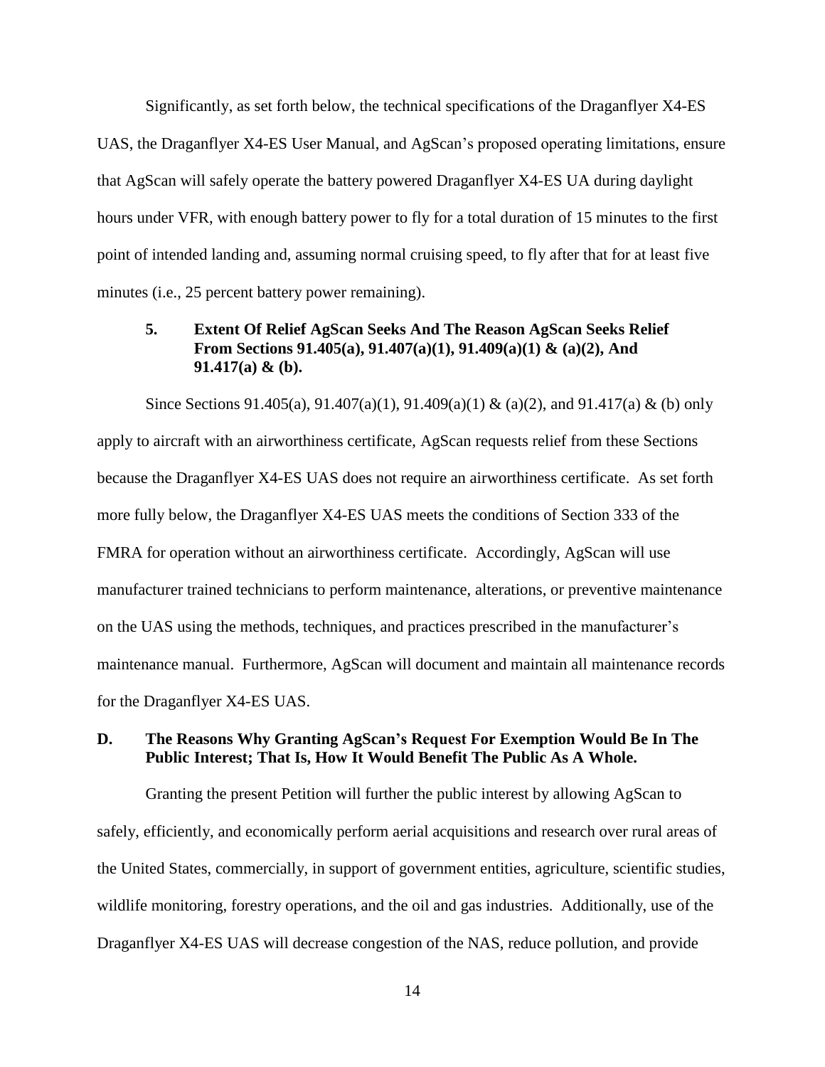Significantly, as set forth below, the technical specifications of the Draganflyer X4-ES UAS, the Draganflyer X4-ES User Manual, and AgScan's proposed operating limitations, ensure that AgScan will safely operate the battery powered Draganflyer X4-ES UA during daylight hours under VFR, with enough battery power to fly for a total duration of 15 minutes to the first point of intended landing and, assuming normal cruising speed, to fly after that for at least five minutes (i.e., 25 percent battery power remaining).

### 5. Extent Of Relief AgScan Seeks And The Reason AgScan Seeks Relief From Sections 91.405(a), 91.407(a)(1), 91.409(a)(1) & (a)(2), And 91.417(a) & (b).

Since Sections 91.405(a), 91.407(a)(1), 91.409(a)(1) & (a)(2), and 91.417(a) & (b) only apply to aircraft with an airworthiness certificate, AgScan requests relief from these Sections because the Draganflyer X4-ES UAS does not require an airworthiness certificate. As set forth more fully below, the Draganflyer X4-ES UAS meets the conditions of Section 333 of the FMRA for operation without an airworthiness certificate. Accordingly, AgScan will use manufacturer trained technicians to perform maintenance, alterations, or preventive maintenance on the UAS using the methods, techniques, and practices prescribed in the manufacturer's maintenance manual. Furthermore, AgScan will document and maintain all maintenance records for the Draganflyer X4-ES UAS.

## D. The Reasons Why Granting AgScan's Request For Exemption Would Be In The Public Interest; That Is, How It Would Benefit The Public As A Whole.

Granting the present Petition will further the public interest by allowing AgScan to safely, efficiently, and economically perform aerial acquisitions and research over rural areas of the United States, commercially, in support of government entities, agriculture, scientific studies, wildlife monitoring, forestry operations, and the oil and gas industries. Additionally, use of the Draganflyer X4-ES UAS will decrease congestion of the NAS, reduce pollution, and provide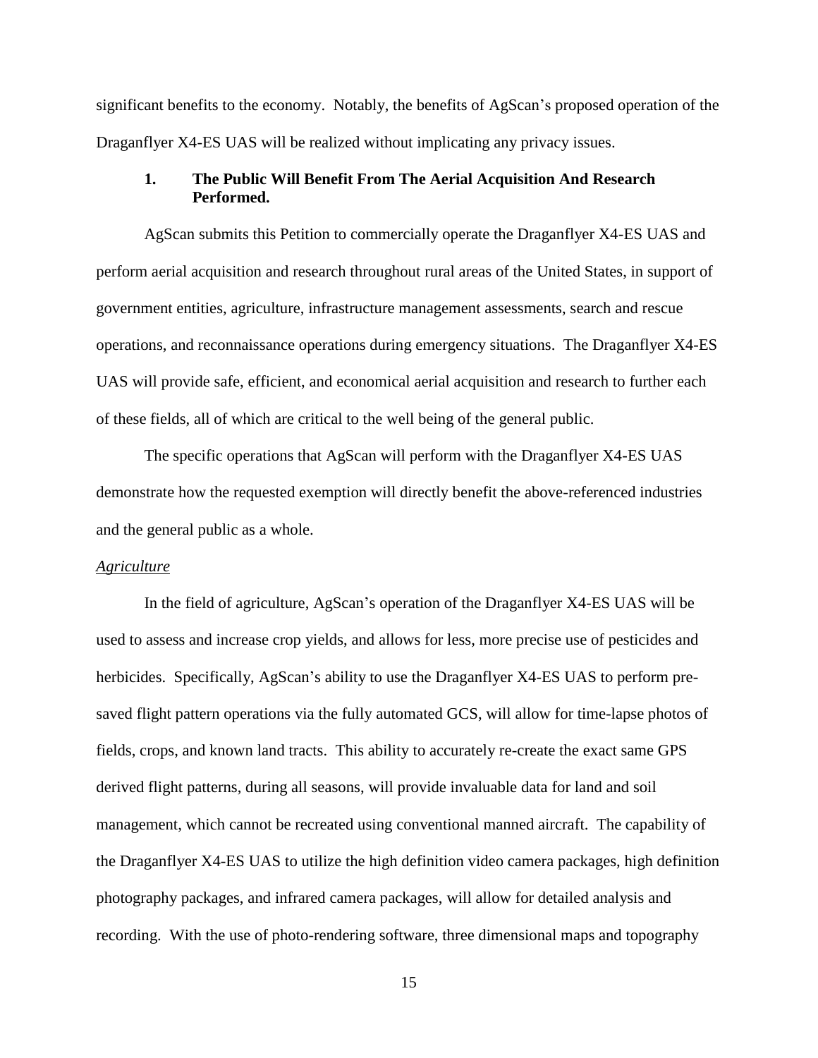significant benefits to the economy. Notably, the benefits of AgScan's proposed operation of the Draganflyer X4-ES UAS will be realized without implicating any privacy issues.

### 1. The Public Will Benefit From The Aerial Acquisition And Research Performed.

AgScan submits this Petition to commercially operate the Draganflyer X4-ES UAS and perform aerial acquisition and research throughout rural areas of the United States, in support of government entities, agriculture, infrastructure management assessments, search and rescue operations, and reconnaissance operations during emergency situations. The Draganflyer X4-ES UAS will provide safe, efficient, and economical aerial acquisition and research to further each of these fields, all of which are critical to the well being of the general public.

The specific operations that AgScan will perform with the Draganflyer X4-ES UAS demonstrate how the requested exemption will directly benefit the above-referenced industries and the general public as a whole.

*Agriculture*

In the field of agriculture, AgScan's operation of the Draganflyer X4-ES UAS will be used to assess and increase crop yields, and allows for less, more precise use of pesticides and herbicides. Specifically, AgScan's ability to use the Draganflyer X4-ES UAS to perform pre-saved flight pattern operations via the fully automated GCS, will allow for time-lapse photos of fields, crops, and known land tracts. This ability to accurately re-create the exact same GPS derived flight patterns, during all seasons, will provide invaluable data for land and soil management, which cannot be recreated using conventional manned aircraft. The capability of the Draganflyer X4-ES UAS to utilize the high definition video camera packages, high definition photography packages, and infrared camera packages, will allow for detailed analysis and recording. With the use of photo-rendering software, three dimensional maps and topography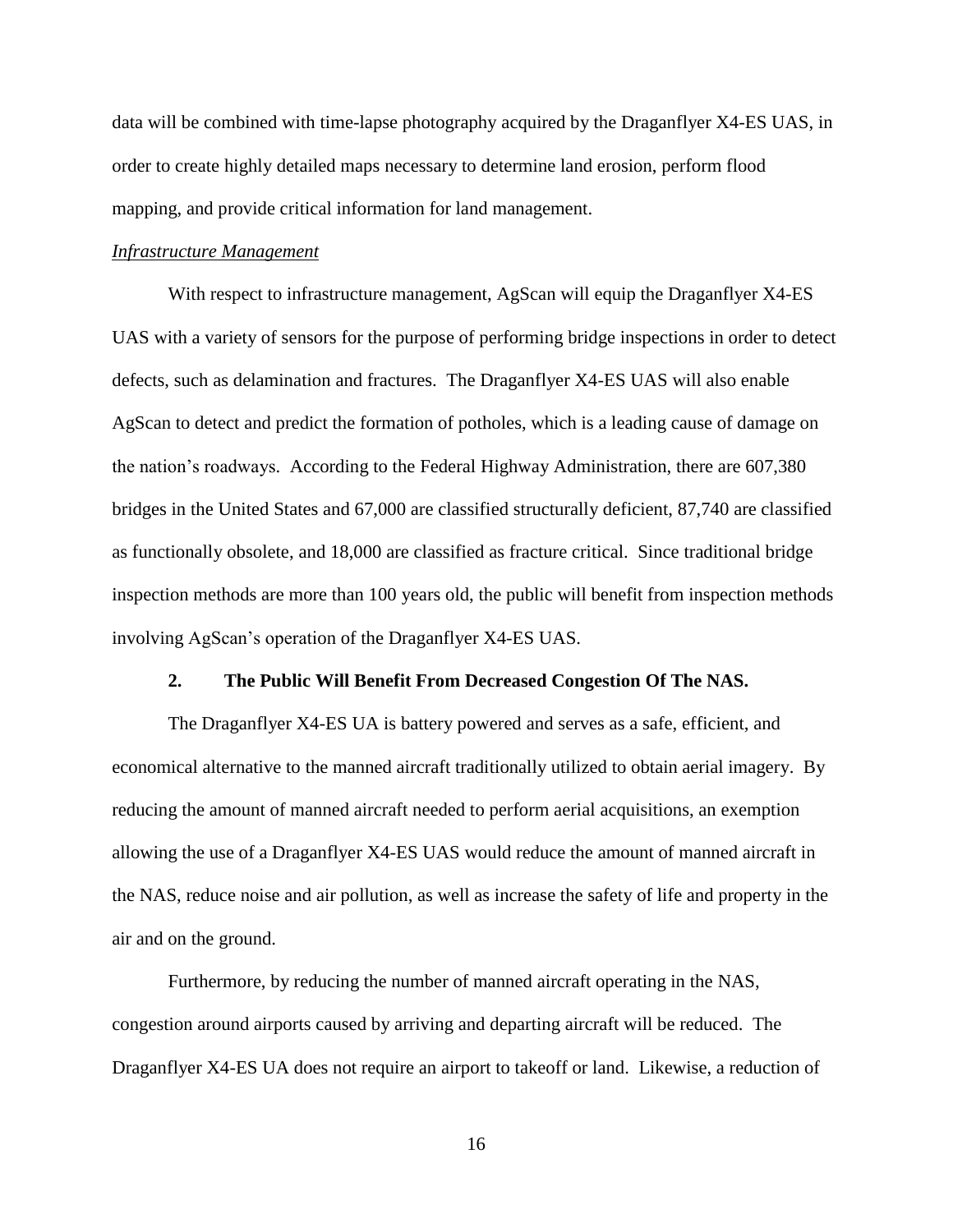data will be combined with time-lapse photography acquired by the Draganflyer X4-ES UAS, in order to create highly detailed maps necessary to determine land erosion, perform flood mapping, and provide critical information for land management.

*Infrastructure Management*

With respect to infrastructure management, AgScan will equip the Draganflyer X4-ES UAS with a variety of sensors for the purpose of performing bridge inspections in order to detect defects, such as delamination and fractures. The Draganflyer X4-ES UAS will also enable AgScan to detect and predict the formation of potholes, which is a leading cause of damage on the nation's roadways. According to the Federal Highway Administration, there are 607,380 bridges in the United States and 67,000 are classified structurally deficient, 87,740 are classified as functionally obsolete, and 18,000 are classified as fracture critical. Since traditional bridge inspection methods are more than 100 years old, the public will benefit from inspection methods involving AgScan's operation of the Draganflyer X4-ES UAS.

**2. The Public Will Benefit From Decreased Congestion Of The NAS.**

The Draganflyer X4-ES UA is battery powered and serves as a safe, efficient, and economical alternative to the manned aircraft traditionally utilized to obtain aerial imagery. By reducing the amount of manned aircraft needed to perform aerial acquisitions, an exemption allowing the use of a Draganflyer X4-ES UAS would reduce the amount of manned aircraft in the NAS, reduce noise and air pollution, as well as increase the safety of life and property in the air and on the ground.

Furthermore, by reducing the number of manned aircraft operating in the NAS, congestion around airports caused by arriving and departing aircraft will be reduced. The Draganflyer X4-ES UA does not require an airport to takeoff or land. Likewise, a reduction of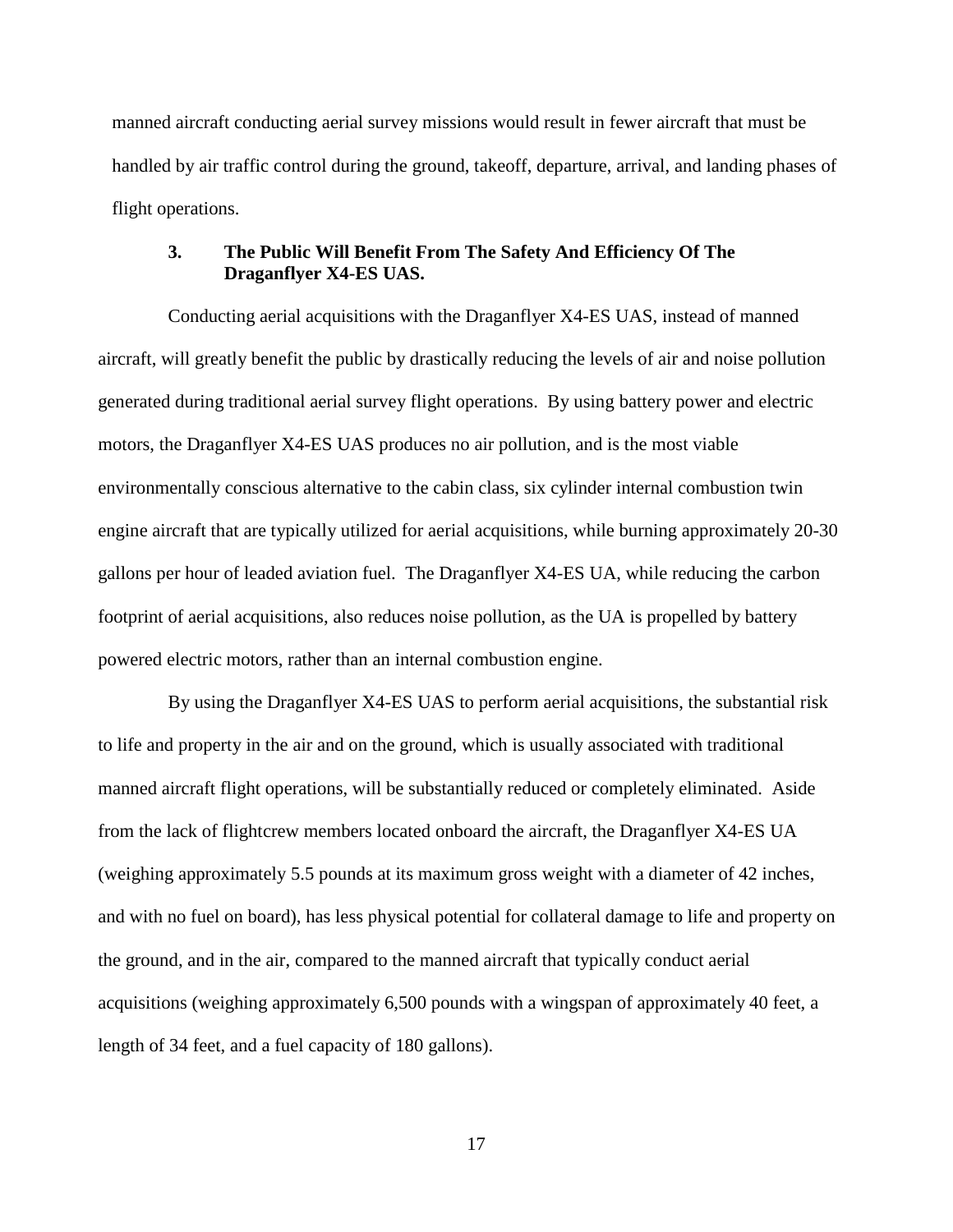manned aircraft conducting aerial survey missions would result in fewer aircraft that must be handled by air traffic control during the ground, takeoff, departure, arrival, and landing phases of flight operations.

### 3. The Public Will Benefit From The Safety And Efficiency Of The Draganflyer X4-ES UAS.

Conducting aerial acquisitions with the Draganflyer X4-ES UAS, instead of manned aircraft, will greatly benefit the public by drastically reducing the levels of air and noise pollution generated during traditional aerial survey flight operations. By using battery power and electric motors, the Draganflyer X4-ES UAS produces no air pollution, and is the most viable environmentally conscious alternative to the cabin class, six cylinder internal combustion twin engine aircraft that are typically utilized for aerial acquisitions, while burning approximately 20-30 gallons per hour of leaded aviation fuel. The Draganflyer X4-ES UA, while reducing the carbon footprint of aerial acquisitions, also reduces noise pollution, as the UA is propelled by battery powered electric motors, rather than an internal combustion engine.

By using the Draganflyer X4-ES UAS to perform aerial acquisitions, the substantial risk to life and property in the air and on the ground, which is usually associated with traditional manned aircraft flight operations, will be substantially reduced or completely eliminated. Aside from the lack of flightcrew members located onboard the aircraft, the Draganflyer X4-ES UA (weighing approximately 5.5 pounds at its maximum gross weight with a diameter of 42 inches, and with no fuel on board), has less physical potential for collateral damage to life and property on the ground, and in the air, compared to the manned aircraft that typically conduct aerial acquisitions (weighing approximately 6,500 pounds with a wingspan of approximately 40 feet, a length of 34 feet, and a fuel capacity of 180 gallons).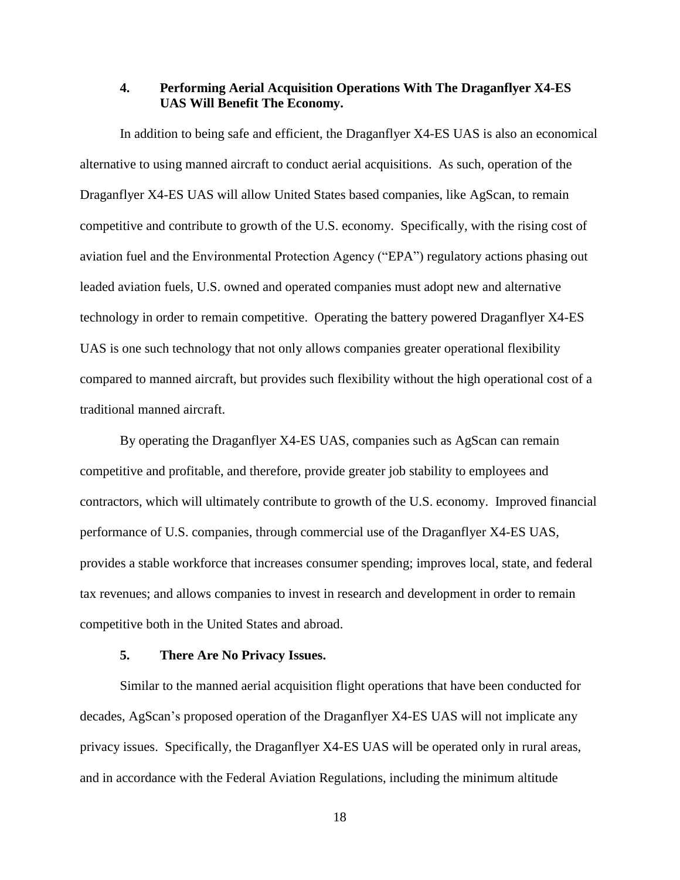### 4. Performing Aerial Acquisition Operations With The Draganflyer X4-ES UAS Will Benefit The Economy.

In addition to being safe and efficient, the Draganflyer X4-ES UAS is also an economical alternative to using manned aircraft to conduct aerial acquisitions. As such, operation of the Draganflyer X4-ES UAS will allow United States based companies, like AgScan, to remain competitive and contribute to growth of the U.S. economy. Specifically, with the rising cost of aviation fuel and the Environmental Protection Agency ("EPA") regulatory actions phasing out leaded aviation fuels, U.S. owned and operated companies must adopt new and alternative technology in order to remain competitive. Operating the battery powered Draganflyer X4-ES UAS is one such technology that not only allows companies greater operational flexibility compared to manned aircraft, but provides such flexibility without the high operational cost of a traditional manned aircraft.

By operating the Draganflyer X4-ES UAS, companies such as AgScan can remain competitive and profitable, and therefore, provide greater job stability to employees and contractors, which will ultimately contribute to growth of the U.S. economy. Improved financial performance of U.S. companies, through commercial use of the Draganflyer X4-ES UAS, provides a stable workforce that increases consumer spending; improves local, state, and federal tax revenues; and allows companies to invest in research and development in order to remain competitive both in the United States and abroad.

### 5. There Are No Privacy Issues.

Similar to the manned aerial acquisition flight operations that have been conducted for decades, AgScan's proposed operation of the Draganflyer X4-ES UAS will not implicate any privacy issues. Specifically, the Draganflyer X4-ES UAS will be operated only in rural areas, and in accordance with the Federal Aviation Regulations, including the minimum altitude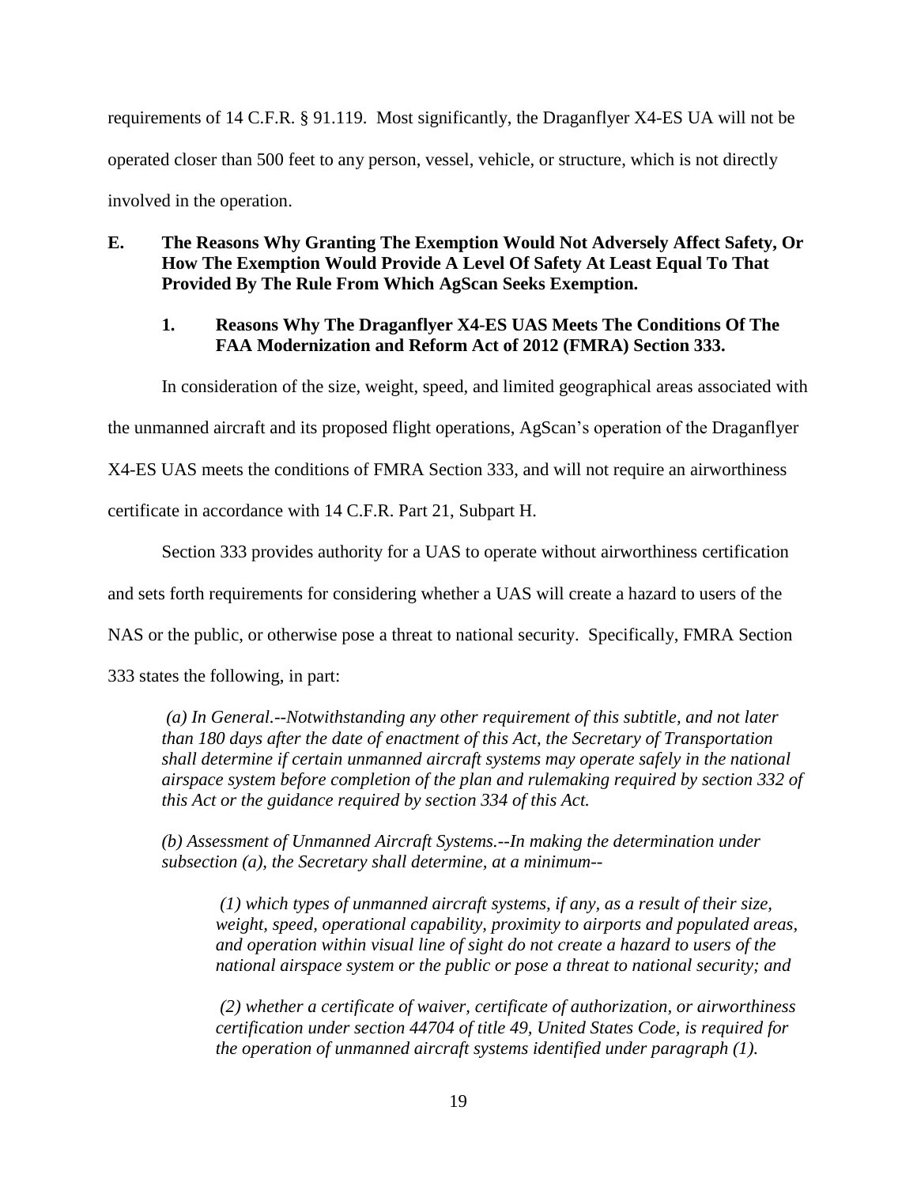requirements of 14 C.F.R. § 91.119. Most significantly, the Draganflyer X4-ES UA will not be operated closer than 500 feet to any person, vessel, vehicle, or structure, which is not directly involved in the operation.

### E. The Reasons Why Granting The Exemption Would Not Adversely Affect Safety, Or How The Exemption Would Provide A Level Of Safety At Least Equal To That Provided By The Rule From Which AgScan Seeks Exemption.

#### 1. Reasons Why The Draganflyer X4-ES UAS Meets The Conditions Of The FAA Modernization and Reform Act of 2012 (FMRA) Section 333.

In consideration of the size, weight, speed, and limited geographical areas associated with the unmanned aircraft and its proposed flight operations, AgScan's operation of the Draganflyer X4-ES UAS meets the conditions of FMRA Section 333, and will not require an airworthiness certificate in accordance with 14 C.F.R. Part 21, Subpart H.

Section 333 provides authority for a UAS to operate without airworthiness certification and sets forth requirements for considering whether a UAS will create a hazard to users of the NAS or the public, or otherwise pose a threat to national security. Specifically, FMRA Section 333 states the following, in part:

> *(a) In General.--Notwithstanding any other requirement of this subtitle, and not later than 180 days after the date of enactment of this Act, the Secretary of Transportation shall determine if certain unmanned aircraft systems may operate safely in the national airspace system before completion of the plan and rulemaking required by section 332 of this Act or the guidance required by section 334 of this Act.*
>
> *(b) Assessment of Unmanned Aircraft Systems.--In making the determination under subsection (a), the Secretary shall determine, at a minimum--*
>
>> *(1) which types of unmanned aircraft systems, if any, as a result of their size, weight, speed, operational capability, proximity to airports and populated areas, and operation within visual line of sight do not create a hazard to users of the national airspace system or the public or pose a threat to national security; and*
>>
>> *(2) whether a certificate of waiver, certificate of authorization, or airworthiness certification under section 44704 of title 49, United States Code, is required for the operation of unmanned aircraft systems identified under paragraph (1).*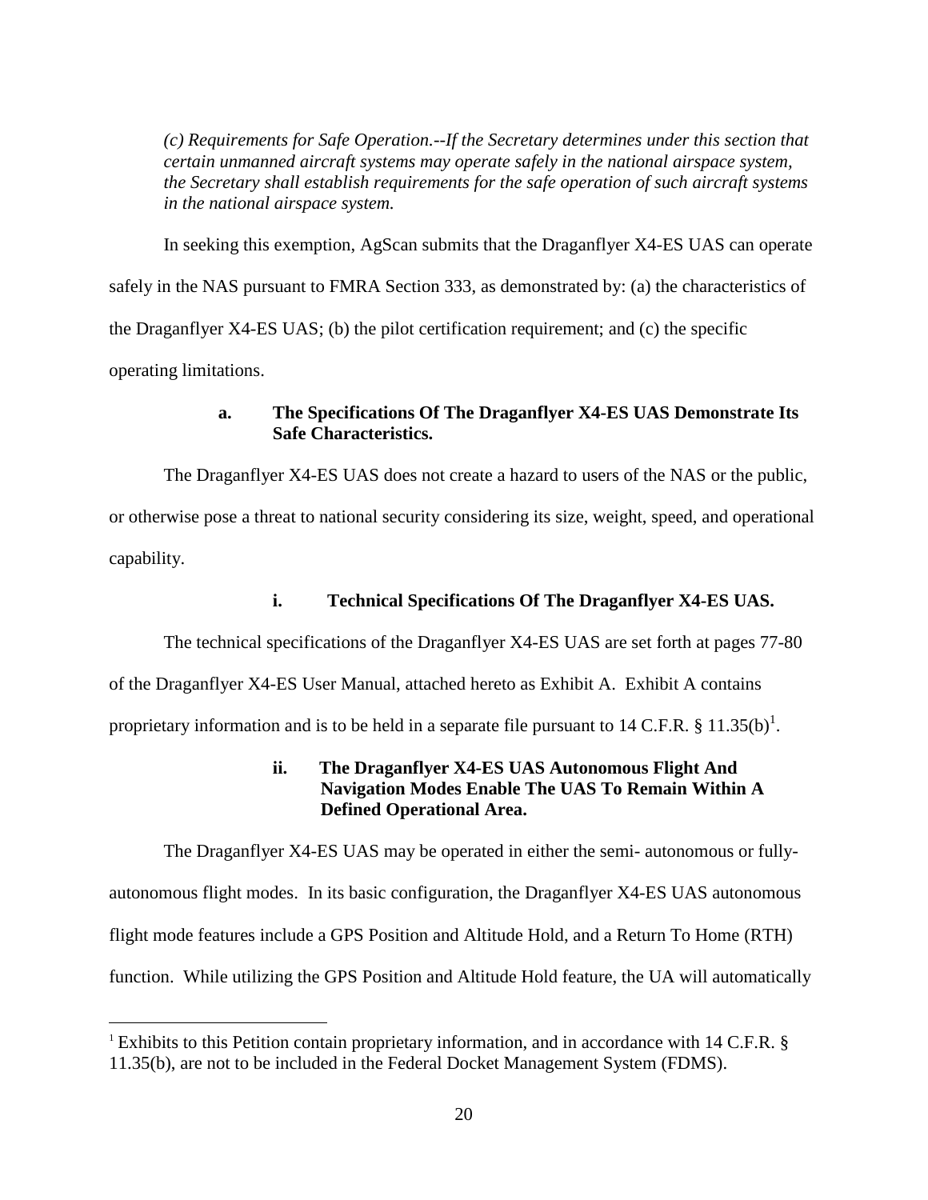*(c) Requirements for Safe Operation.--If the Secretary determines under this section that certain unmanned aircraft systems may operate safely in the national airspace system, the Secretary shall establish requirements for the safe operation of such aircraft systems in the national airspace system.*

In seeking this exemption, AgScan submits that the Draganflyer X4-ES UAS can operate safely in the NAS pursuant to FMRA Section 333, as demonstrated by: (a) the characteristics of the Draganflyer X4-ES UAS; (b) the pilot certification requirement; and (c) the specific operating limitations.

### a. The Specifications Of The Draganflyer X4-ES UAS Demonstrate Its Safe Characteristics.

The Draganflyer X4-ES UAS does not create a hazard to users of the NAS or the public, or otherwise pose a threat to national security considering its size, weight, speed, and operational capability.

#### i. Technical Specifications Of The Draganflyer X4-ES UAS.

The technical specifications of the Draganflyer X4-ES UAS are set forth at pages 77-80 of the Draganflyer X4-ES User Manual, attached hereto as Exhibit A. Exhibit A contains proprietary information and is to be held in a separate file pursuant to 14 C.F.R. § 11.35(b)[1].

#### ii. The Draganflyer X4-ES UAS Autonomous Flight And Navigation Modes Enable The UAS To Remain Within A Defined Operational Area.

The Draganflyer X4-ES UAS may be operated in either the semi- autonomous or fully-autonomous flight modes. In its basic configuration, the Draganflyer X4-ES UAS autonomous flight mode features include a GPS Position and Altitude Hold, and a Return To Home (RTH) function. While utilizing the GPS Position and Altitude Hold feature, the UA will automatically

---

[1] Exhibits to this Petition contain proprietary information, and in accordance with 14 C.F.R. § 11.35(b), are not to be included in the Federal Docket Management System (FDMS).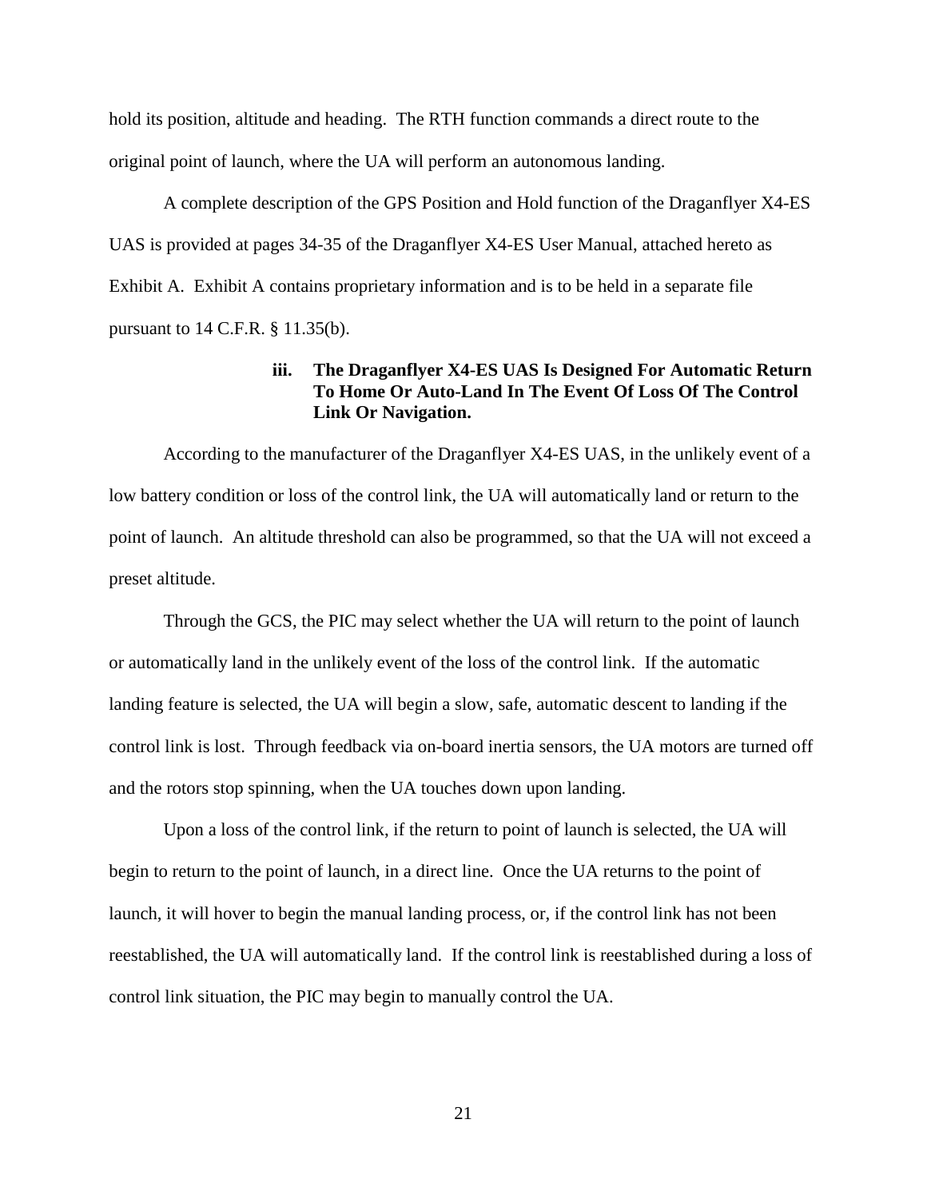hold its position, altitude and heading. The RTH function commands a direct route to the original point of launch, where the UA will perform an autonomous landing.

A complete description of the GPS Position and Hold function of the Draganflyer X4-ES UAS is provided at pages 34-35 of the Draganflyer X4-ES User Manual, attached hereto as Exhibit A. Exhibit A contains proprietary information and is to be held in a separate file pursuant to 14 C.F.R. § 11.35(b).

#### iii. The Draganflyer X4-ES UAS Is Designed For Automatic Return To Home Or Auto-Land In The Event Of Loss Of The Control Link Or Navigation.

According to the manufacturer of the Draganflyer X4-ES UAS, in the unlikely event of a low battery condition or loss of the control link, the UA will automatically land or return to the point of launch. An altitude threshold can also be programmed, so that the UA will not exceed a preset altitude.

Through the GCS, the PIC may select whether the UA will return to the point of launch or automatically land in the unlikely event of the loss of the control link. If the automatic landing feature is selected, the UA will begin a slow, safe, automatic descent to landing if the control link is lost. Through feedback via on-board inertia sensors, the UA motors are turned off and the rotors stop spinning, when the UA touches down upon landing.

Upon a loss of the control link, if the return to point of launch is selected, the UA will begin to return to the point of launch, in a direct line. Once the UA returns to the point of launch, it will hover to begin the manual landing process, or, if the control link has not been reestablished, the UA will automatically land. If the control link is reestablished during a loss of control link situation, the PIC may begin to manually control the UA.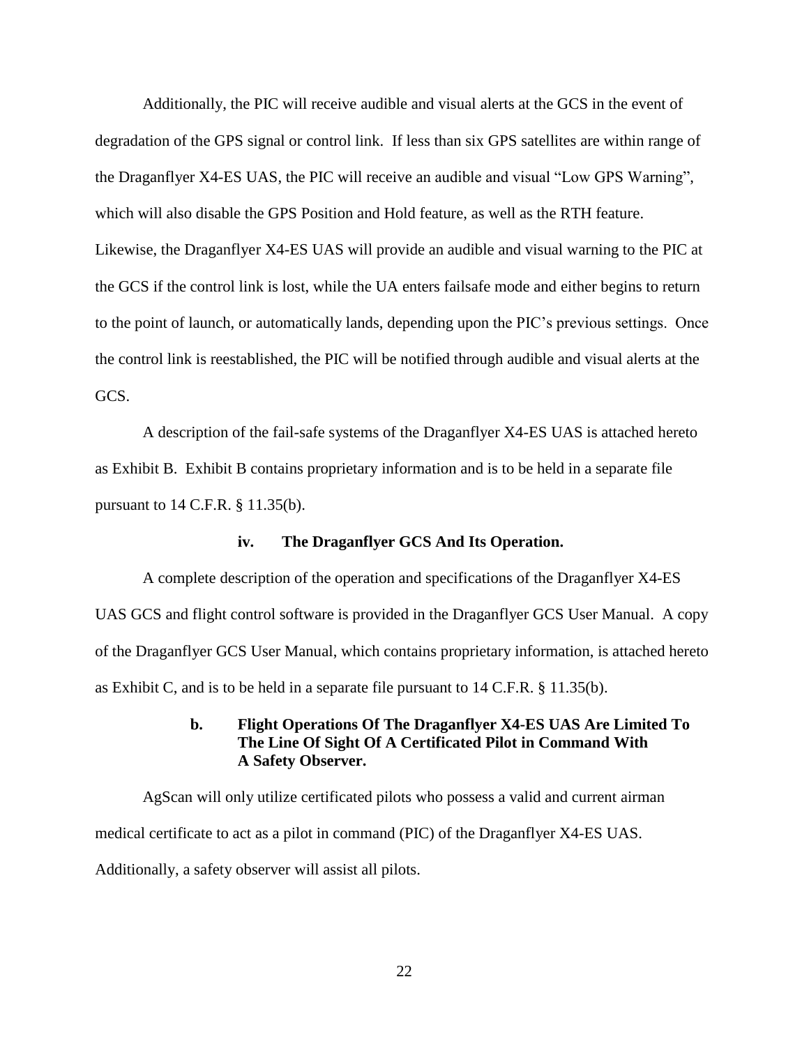Additionally, the PIC will receive audible and visual alerts at the GCS in the event of degradation of the GPS signal or control link. If less than six GPS satellites are within range of the Draganflyer X4-ES UAS, the PIC will receive an audible and visual "Low GPS Warning", which will also disable the GPS Position and Hold feature, as well as the RTH feature. Likewise, the Draganflyer X4-ES UAS will provide an audible and visual warning to the PIC at the GCS if the control link is lost, while the UA enters failsafe mode and either begins to return to the point of launch, or automatically lands, depending upon the PIC's previous settings. Once the control link is reestablished, the PIC will be notified through audible and visual alerts at the GCS.

A description of the fail-safe systems of the Draganflyer X4-ES UAS is attached hereto as Exhibit B. Exhibit B contains proprietary information and is to be held in a separate file pursuant to 14 C.F.R. § 11.35(b).

#### iv. The Draganflyer GCS And Its Operation.

A complete description of the operation and specifications of the Draganflyer X4-ES UAS GCS and flight control software is provided in the Draganflyer GCS User Manual. A copy of the Draganflyer GCS User Manual, which contains proprietary information, is attached hereto as Exhibit C, and is to be held in a separate file pursuant to 14 C.F.R. § 11.35(b).

### b. Flight Operations Of The Draganflyer X4-ES UAS Are Limited To The Line Of Sight Of A Certificated Pilot in Command With A Safety Observer.

AgScan will only utilize certificated pilots who possess a valid and current airman medical certificate to act as a pilot in command (PIC) of the Draganflyer X4-ES UAS. Additionally, a safety observer will assist all pilots.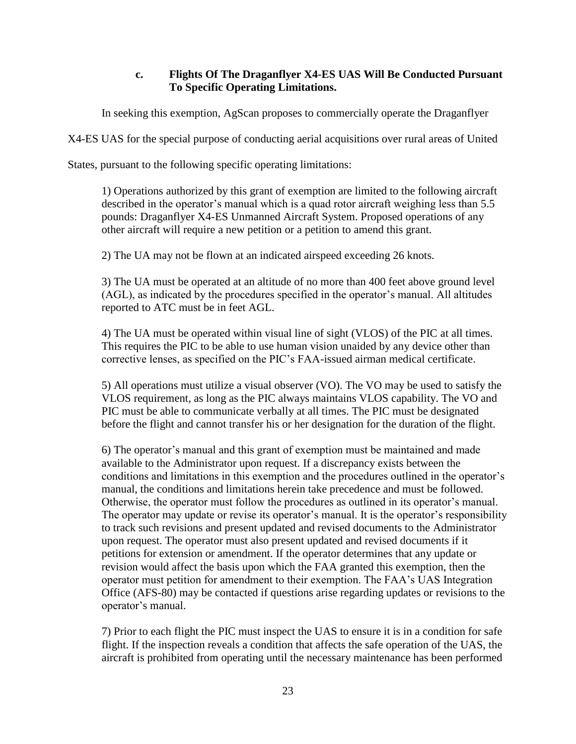### c. Flights Of The Draganflyer X4-ES UAS Will Be Conducted Pursuant To Specific Operating Limitations.

In seeking this exemption, AgScan proposes to commercially operate the Draganflyer X4-ES UAS for the special purpose of conducting aerial acquisitions over rural areas of United States, pursuant to the following specific operating limitations:

> 1) Operations authorized by this grant of exemption are limited to the following aircraft described in the operator's manual which is a quad rotor aircraft weighing less than 5.5 pounds: Draganflyer X4-ES Unmanned Aircraft System. Proposed operations of any other aircraft will require a new petition or a petition to amend this grant.
>
> 2) The UA may not be flown at an indicated airspeed exceeding 26 knots.
>
> 3) The UA must be operated at an altitude of no more than 400 feet above ground level (AGL), as indicated by the procedures specified in the operator's manual. All altitudes reported to ATC must be in feet AGL.
>
> 4) The UA must be operated within visual line of sight (VLOS) of the PIC at all times. This requires the PIC to be able to use human vision unaided by any device other than corrective lenses, as specified on the PIC's FAA-issued airman medical certificate.
>
> 5) All operations must utilize a visual observer (VO). The VO may be used to satisfy the VLOS requirement, as long as the PIC always maintains VLOS capability. The VO and PIC must be able to communicate verbally at all times. The PIC must be designated before the flight and cannot transfer his or her designation for the duration of the flight.
>
> 6) The operator's manual and this grant of exemption must be maintained and made available to the Administrator upon request. If a discrepancy exists between the conditions and limitations in this exemption and the procedures outlined in the operator's manual, the conditions and limitations herein take precedence and must be followed. Otherwise, the operator must follow the procedures as outlined in its operator's manual. The operator may update or revise its operator's manual. It is the operator's responsibility to track such revisions and present updated and revised documents to the Administrator upon request. The operator must also present updated and revised documents if it petitions for extension or amendment. If the operator determines that any update or revision would affect the basis upon which the FAA granted this exemption, then the operator must petition for amendment to their exemption. The FAA's UAS Integration Office (AFS-80) may be contacted if questions arise regarding updates or revisions to the operator's manual.
>
> 7) Prior to each flight the PIC must inspect the UAS to ensure it is in a condition for safe flight. If the inspection reveals a condition that affects the safe operation of the UAS, the aircraft is prohibited from operating until the necessary maintenance has been performed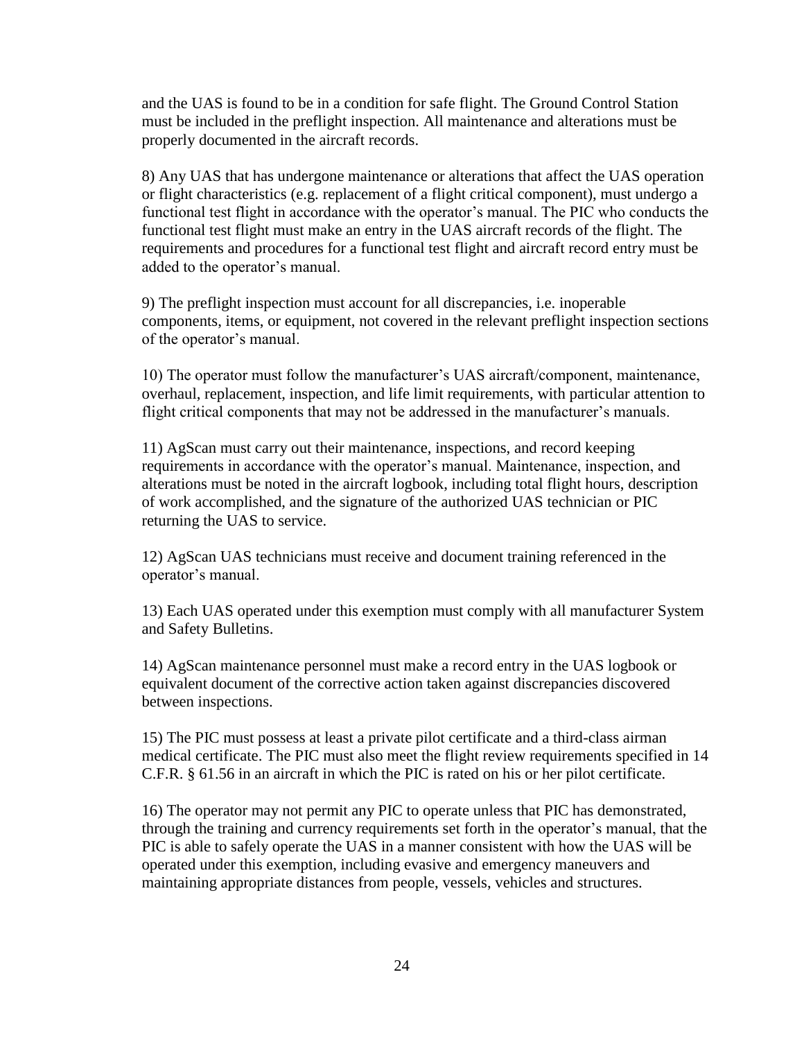and the UAS is found to be in a condition for safe flight. The Ground Control Station must be included in the preflight inspection. All maintenance and alterations must be properly documented in the aircraft records.

8) Any UAS that has undergone maintenance or alterations that affect the UAS operation or flight characteristics (e.g. replacement of a flight critical component), must undergo a functional test flight in accordance with the operator's manual. The PIC who conducts the functional test flight must make an entry in the UAS aircraft records of the flight. The requirements and procedures for a functional test flight and aircraft record entry must be added to the operator's manual.

9) The preflight inspection must account for all discrepancies, i.e. inoperable components, items, or equipment, not covered in the relevant preflight inspection sections of the operator's manual.

10) The operator must follow the manufacturer's UAS aircraft/component, maintenance, overhaul, replacement, inspection, and life limit requirements, with particular attention to flight critical components that may not be addressed in the manufacturer's manuals.

11) AgScan must carry out their maintenance, inspections, and record keeping requirements in accordance with the operator's manual. Maintenance, inspection, and alterations must be noted in the aircraft logbook, including total flight hours, description of work accomplished, and the signature of the authorized UAS technician or PIC returning the UAS to service.

12) AgScan UAS technicians must receive and document training referenced in the operator's manual.

13) Each UAS operated under this exemption must comply with all manufacturer System and Safety Bulletins.

14) AgScan maintenance personnel must make a record entry in the UAS logbook or equivalent document of the corrective action taken against discrepancies discovered between inspections.

15) The PIC must possess at least a private pilot certificate and a third-class airman medical certificate. The PIC must also meet the flight review requirements specified in 14 C.F.R. § 61.56 in an aircraft in which the PIC is rated on his or her pilot certificate.

16) The operator may not permit any PIC to operate unless that PIC has demonstrated, through the training and currency requirements set forth in the operator's manual, that the PIC is able to safely operate the UAS in a manner consistent with how the UAS will be operated under this exemption, including evasive and emergency maneuvers and maintaining appropriate distances from people, vessels, vehicles and structures.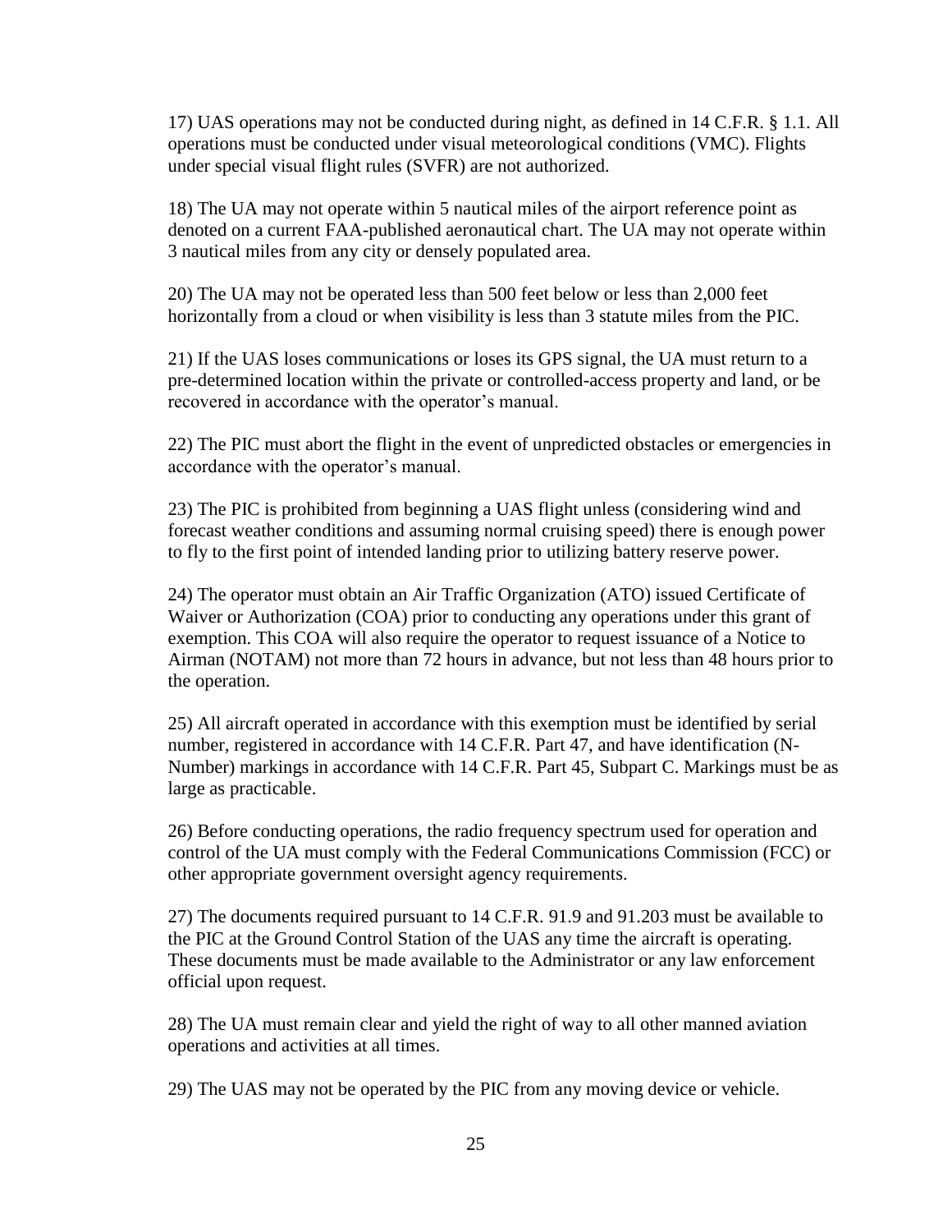17) UAS operations may not be conducted during night, as defined in 14 C.F.R. § 1.1. All operations must be conducted under visual meteorological conditions (VMC). Flights under special visual flight rules (SVFR) are not authorized.

18) The UA may not operate within 5 nautical miles of the airport reference point as denoted on a current FAA-published aeronautical chart. The UA may not operate within 3 nautical miles from any city or densely populated area.

20) The UA may not be operated less than 500 feet below or less than 2,000 feet horizontally from a cloud or when visibility is less than 3 statute miles from the PIC.

21) If the UAS loses communications or loses its GPS signal, the UA must return to a pre-determined location within the private or controlled-access property and land, or be recovered in accordance with the operator's manual.

22) The PIC must abort the flight in the event of unpredicted obstacles or emergencies in accordance with the operator's manual.

23) The PIC is prohibited from beginning a UAS flight unless (considering wind and forecast weather conditions and assuming normal cruising speed) there is enough power to fly to the first point of intended landing prior to utilizing battery reserve power.

24) The operator must obtain an Air Traffic Organization (ATO) issued Certificate of Waiver or Authorization (COA) prior to conducting any operations under this grant of exemption. This COA will also require the operator to request issuance of a Notice to Airman (NOTAM) not more than 72 hours in advance, but not less than 48 hours prior to the operation.

25) All aircraft operated in accordance with this exemption must be identified by serial number, registered in accordance with 14 C.F.R. Part 47, and have identification (N-Number) markings in accordance with 14 C.F.R. Part 45, Subpart C. Markings must be as large as practicable.

26) Before conducting operations, the radio frequency spectrum used for operation and control of the UA must comply with the Federal Communications Commission (FCC) or other appropriate government oversight agency requirements.

27) The documents required pursuant to 14 C.F.R. 91.9 and 91.203 must be available to the PIC at the Ground Control Station of the UAS any time the aircraft is operating. These documents must be made available to the Administrator or any law enforcement official upon request.

28) The UA must remain clear and yield the right of way to all other manned aviation operations and activities at all times.

29) The UAS may not be operated by the PIC from any moving device or vehicle.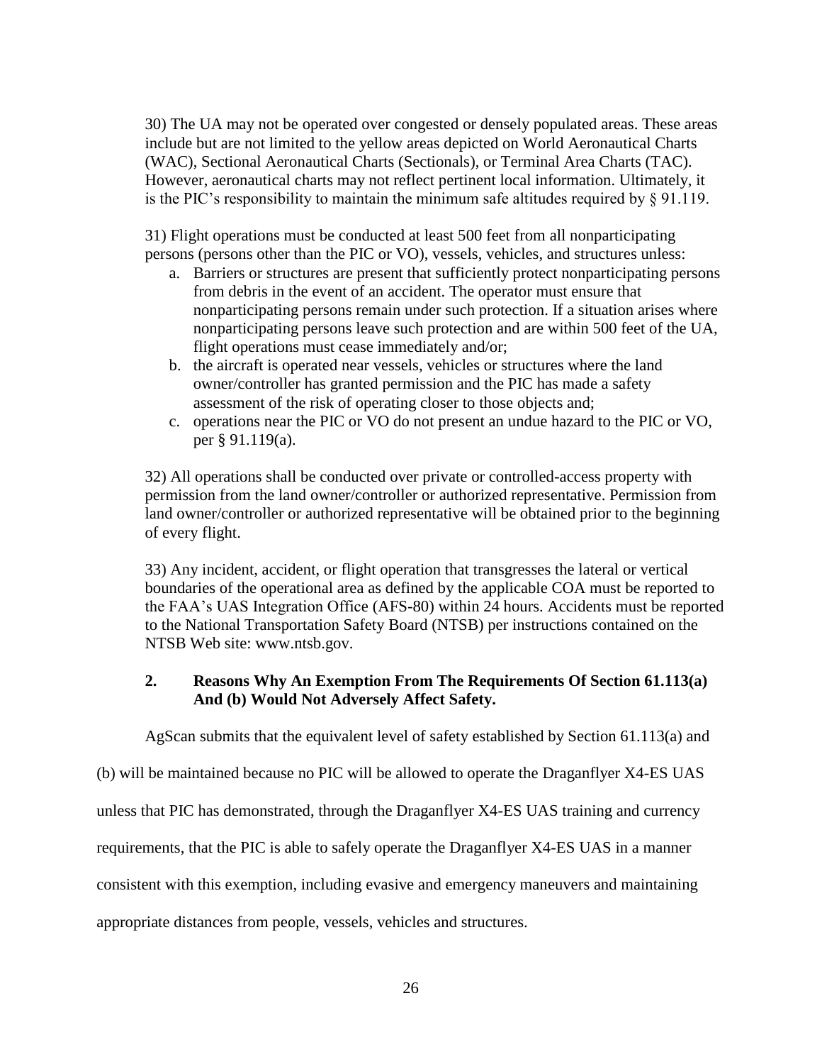30) The UA may not be operated over congested or densely populated areas. These areas include but are not limited to the yellow areas depicted on World Aeronautical Charts (WAC), Sectional Aeronautical Charts (Sectionals), or Terminal Area Charts (TAC). However, aeronautical charts may not reflect pertinent local information. Ultimately, it is the PIC's responsibility to maintain the minimum safe altitudes required by § 91.119.

31) Flight operations must be conducted at least 500 feet from all nonparticipating persons (persons other than the PIC or VO), vessels, vehicles, and structures unless:

a. Barriers or structures are present that sufficiently protect nonparticipating persons from debris in the event of an accident. The operator must ensure that nonparticipating persons remain under such protection. If a situation arises where nonparticipating persons leave such protection and are within 500 feet of the UA, flight operations must cease immediately and/or;
b. the aircraft is operated near vessels, vehicles or structures where the land owner/controller has granted permission and the PIC has made a safety assessment of the risk of operating closer to those objects and;
c. operations near the PIC or VO do not present an undue hazard to the PIC or VO, per § 91.119(a).

32) All operations shall be conducted over private or controlled-access property with permission from the land owner/controller or authorized representative. Permission from land owner/controller or authorized representative will be obtained prior to the beginning of every flight.

33) Any incident, accident, or flight operation that transgresses the lateral or vertical boundaries of the operational area as defined by the applicable COA must be reported to the FAA's UAS Integration Office (AFS-80) within 24 hours. Accidents must be reported to the National Transportation Safety Board (NTSB) per instructions contained on the NTSB Web site: www.ntsb.gov.

### 2. Reasons Why An Exemption From The Requirements Of Section 61.113(a) And (b) Would Not Adversely Affect Safety.

AgScan submits that the equivalent level of safety established by Section 61.113(a) and (b) will be maintained because no PIC will be allowed to operate the Draganflyer X4-ES UAS unless that PIC has demonstrated, through the Draganflyer X4-ES UAS training and currency requirements, that the PIC is able to safely operate the Draganflyer X4-ES UAS in a manner consistent with this exemption, including evasive and emergency maneuvers and maintaining appropriate distances from people, vessels, vehicles and structures.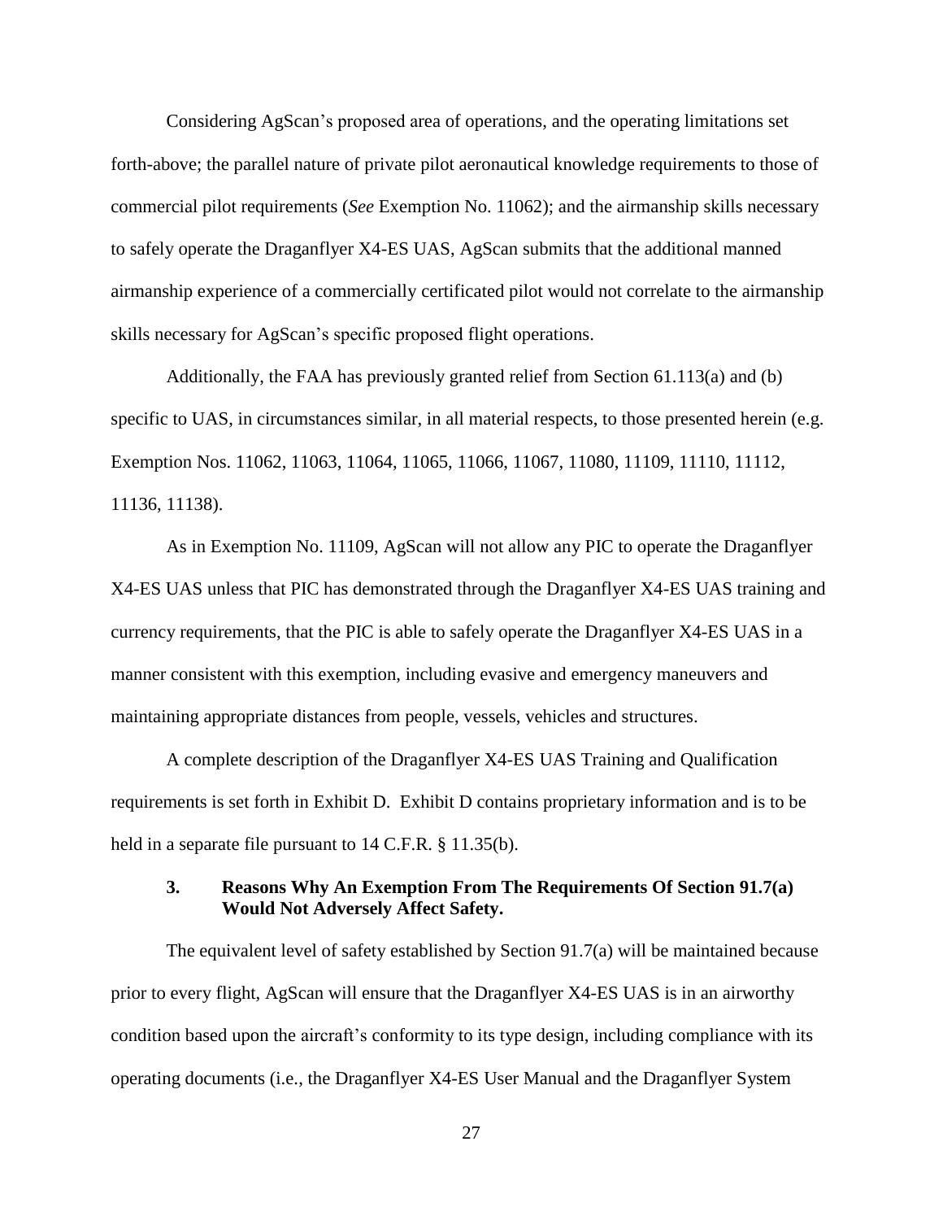Considering AgScan's proposed area of operations, and the operating limitations set forth-above; the parallel nature of private pilot aeronautical knowledge requirements to those of commercial pilot requirements (*See* Exemption No. 11062); and the airmanship skills necessary to safely operate the Draganflyer X4-ES UAS, AgScan submits that the additional manned airmanship experience of a commercially certificated pilot would not correlate to the airmanship skills necessary for AgScan's specific proposed flight operations.

Additionally, the FAA has previously granted relief from Section 61.113(a) and (b) specific to UAS, in circumstances similar, in all material respects, to those presented herein (e.g. Exemption Nos. 11062, 11063, 11064, 11065, 11066, 11067, 11080, 11109, 11110, 11112, 11136, 11138).

As in Exemption No. 11109, AgScan will not allow any PIC to operate the Draganflyer X4-ES UAS unless that PIC has demonstrated through the Draganflyer X4-ES UAS training and currency requirements, that the PIC is able to safely operate the Draganflyer X4-ES UAS in a manner consistent with this exemption, including evasive and emergency maneuvers and maintaining appropriate distances from people, vessels, vehicles and structures.

A complete description of the Draganflyer X4-ES UAS Training and Qualification requirements is set forth in Exhibit D. Exhibit D contains proprietary information and is to be held in a separate file pursuant to 14 C.F.R. § 11.35(b).

### 3. Reasons Why An Exemption From The Requirements Of Section 91.7(a) Would Not Adversely Affect Safety.

The equivalent level of safety established by Section 91.7(a) will be maintained because prior to every flight, AgScan will ensure that the Draganflyer X4-ES UAS is in an airworthy condition based upon the aircraft's conformity to its type design, including compliance with its operating documents (i.e., the Draganflyer X4-ES User Manual and the Draganflyer System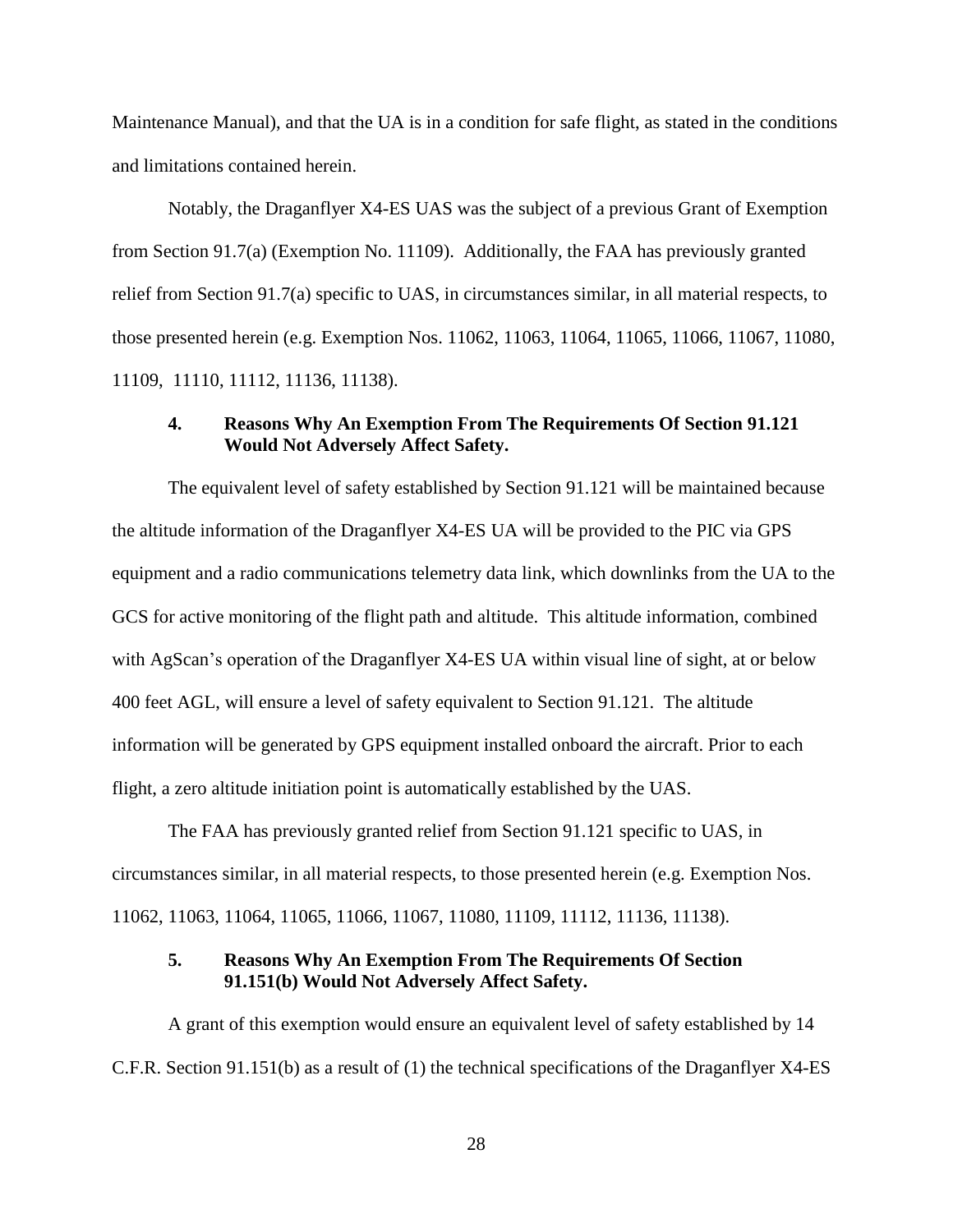Maintenance Manual), and that the UA is in a condition for safe flight, as stated in the conditions and limitations contained herein.

Notably, the Draganflyer X4-ES UAS was the subject of a previous Grant of Exemption from Section 91.7(a) (Exemption No. 11109). Additionally, the FAA has previously granted relief from Section 91.7(a) specific to UAS, in circumstances similar, in all material respects, to those presented herein (e.g. Exemption Nos. 11062, 11063, 11064, 11065, 11066, 11067, 11080, 11109, 11110, 11112, 11136, 11138).

### 4. Reasons Why An Exemption From The Requirements Of Section 91.121 Would Not Adversely Affect Safety.

The equivalent level of safety established by Section 91.121 will be maintained because the altitude information of the Draganflyer X4-ES UA will be provided to the PIC via GPS equipment and a radio communications telemetry data link, which downlinks from the UA to the GCS for active monitoring of the flight path and altitude. This altitude information, combined with AgScan's operation of the Draganflyer X4-ES UA within visual line of sight, at or below 400 feet AGL, will ensure a level of safety equivalent to Section 91.121. The altitude information will be generated by GPS equipment installed onboard the aircraft. Prior to each flight, a zero altitude initiation point is automatically established by the UAS.

The FAA has previously granted relief from Section 91.121 specific to UAS, in circumstances similar, in all material respects, to those presented herein (e.g. Exemption Nos. 11062, 11063, 11064, 11065, 11066, 11067, 11080, 11109, 11112, 11136, 11138).

### 5. Reasons Why An Exemption From The Requirements Of Section 91.151(b) Would Not Adversely Affect Safety.

A grant of this exemption would ensure an equivalent level of safety established by 14 C.F.R. Section 91.151(b) as a result of (1) the technical specifications of the Draganflyer X4-ES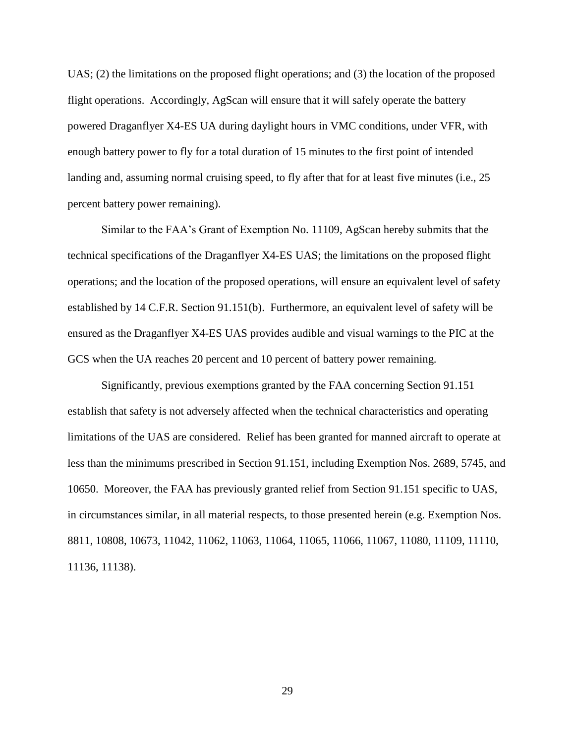UAS; (2) the limitations on the proposed flight operations; and (3) the location of the proposed flight operations. Accordingly, AgScan will ensure that it will safely operate the battery powered Draganflyer X4-ES UA during daylight hours in VMC conditions, under VFR, with enough battery power to fly for a total duration of 15 minutes to the first point of intended landing and, assuming normal cruising speed, to fly after that for at least five minutes (i.e., 25 percent battery power remaining).

Similar to the FAA's Grant of Exemption No. 11109, AgScan hereby submits that the technical specifications of the Draganflyer X4-ES UAS; the limitations on the proposed flight operations; and the location of the proposed operations, will ensure an equivalent level of safety established by 14 C.F.R. Section 91.151(b). Furthermore, an equivalent level of safety will be ensured as the Draganflyer X4-ES UAS provides audible and visual warnings to the PIC at the GCS when the UA reaches 20 percent and 10 percent of battery power remaining.

Significantly, previous exemptions granted by the FAA concerning Section 91.151 establish that safety is not adversely affected when the technical characteristics and operating limitations of the UAS are considered. Relief has been granted for manned aircraft to operate at less than the minimums prescribed in Section 91.151, including Exemption Nos. 2689, 5745, and 10650. Moreover, the FAA has previously granted relief from Section 91.151 specific to UAS, in circumstances similar, in all material respects, to those presented herein (e.g. Exemption Nos. 8811, 10808, 10673, 11042, 11062, 11063, 11064, 11065, 11066, 11067, 11080, 11109, 11110, 11136, 11138).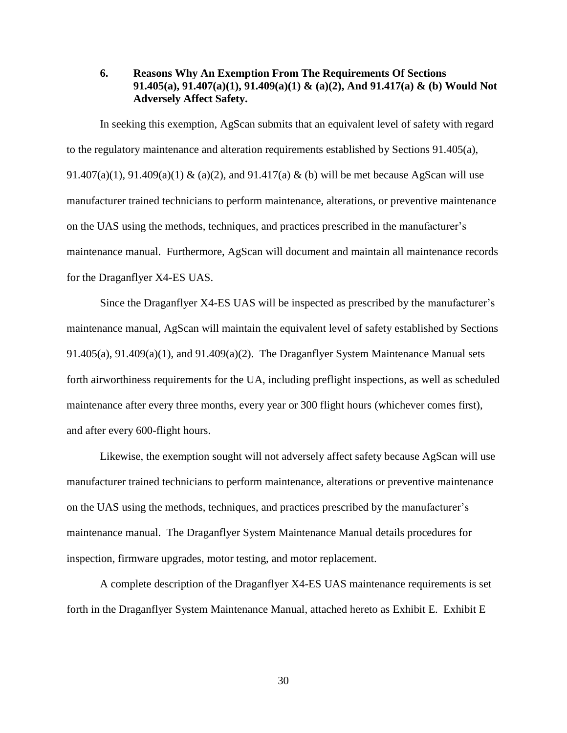### 6. Reasons Why An Exemption From The Requirements Of Sections 91.405(a), 91.407(a)(1), 91.409(a)(1) & (a)(2), And 91.417(a) & (b) Would Not Adversely Affect Safety.

In seeking this exemption, AgScan submits that an equivalent level of safety with regard to the regulatory maintenance and alteration requirements established by Sections 91.405(a), 91.407(a)(1), 91.409(a)(1) & (a)(2), and 91.417(a) & (b) will be met because AgScan will use manufacturer trained technicians to perform maintenance, alterations, or preventive maintenance on the UAS using the methods, techniques, and practices prescribed in the manufacturer's maintenance manual. Furthermore, AgScan will document and maintain all maintenance records for the Draganflyer X4-ES UAS.

Since the Draganflyer X4-ES UAS will be inspected as prescribed by the manufacturer's maintenance manual, AgScan will maintain the equivalent level of safety established by Sections 91.405(a), 91.409(a)(1), and 91.409(a)(2). The Draganflyer System Maintenance Manual sets forth airworthiness requirements for the UA, including preflight inspections, as well as scheduled maintenance after every three months, every year or 300 flight hours (whichever comes first), and after every 600-flight hours.

Likewise, the exemption sought will not adversely affect safety because AgScan will use manufacturer trained technicians to perform maintenance, alterations or preventive maintenance on the UAS using the methods, techniques, and practices prescribed by the manufacturer's maintenance manual. The Draganflyer System Maintenance Manual details procedures for inspection, firmware upgrades, motor testing, and motor replacement.

A complete description of the Draganflyer X4-ES UAS maintenance requirements is set forth in the Draganflyer System Maintenance Manual, attached hereto as Exhibit E. Exhibit E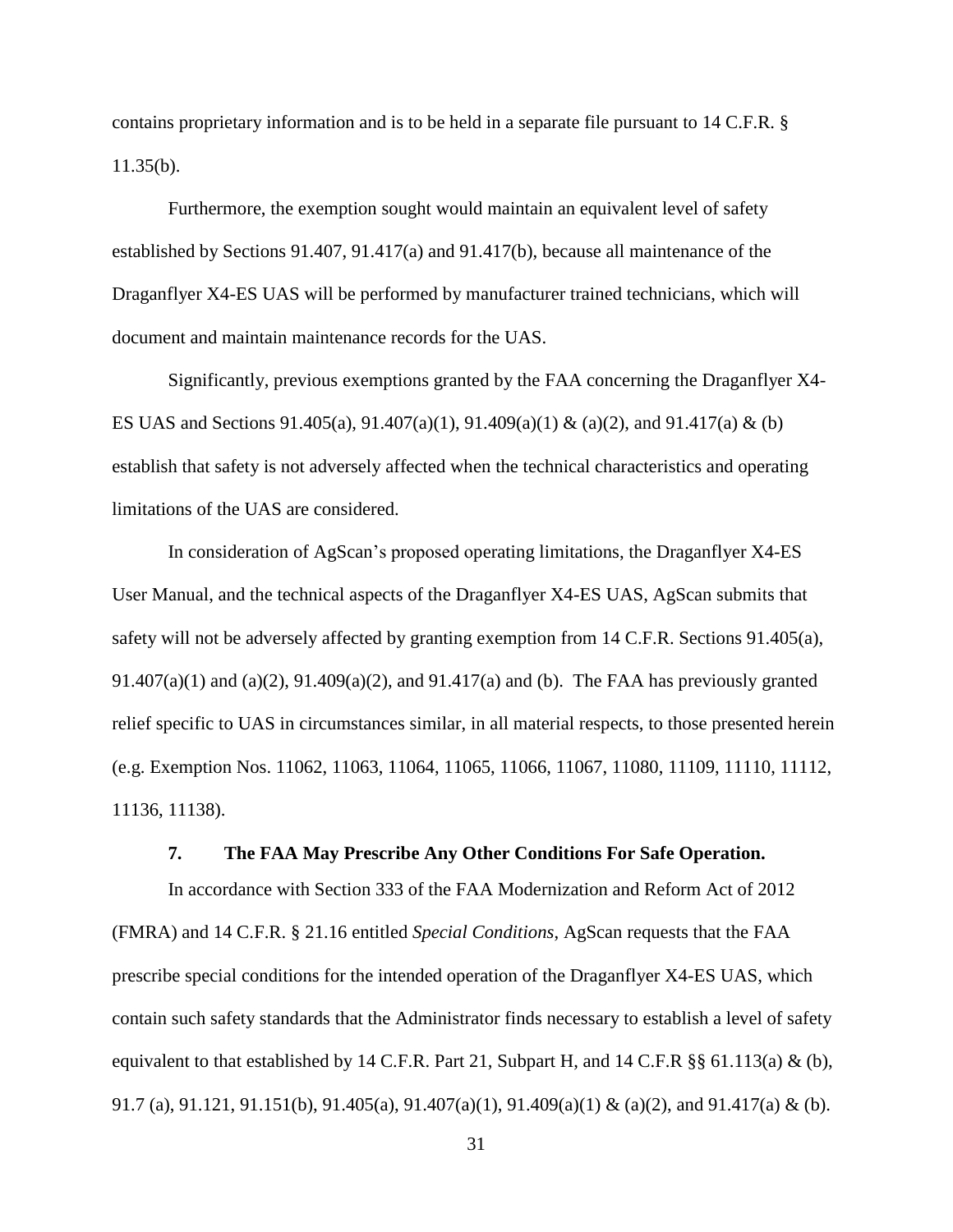contains proprietary information and is to be held in a separate file pursuant to 14 C.F.R. § 11.35(b).

Furthermore, the exemption sought would maintain an equivalent level of safety established by Sections 91.407, 91.417(a) and 91.417(b), because all maintenance of the Draganflyer X4-ES UAS will be performed by manufacturer trained technicians, which will document and maintain maintenance records for the UAS.

Significantly, previous exemptions granted by the FAA concerning the Draganflyer X4-ES UAS and Sections 91.405(a), 91.407(a)(1), 91.409(a)(1) & (a)(2), and 91.417(a) & (b) establish that safety is not adversely affected when the technical characteristics and operating limitations of the UAS are considered.

In consideration of AgScan's proposed operating limitations, the Draganflyer X4-ES User Manual, and the technical aspects of the Draganflyer X4-ES UAS, AgScan submits that safety will not be adversely affected by granting exemption from 14 C.F.R. Sections 91.405(a), 91.407(a)(1) and (a)(2), 91.409(a)(2), and 91.417(a) and (b). The FAA has previously granted relief specific to UAS in circumstances similar, in all material respects, to those presented herein (e.g. Exemption Nos. 11062, 11063, 11064, 11065, 11066, 11067, 11080, 11109, 11110, 11112, 11136, 11138).

**7. The FAA May Prescribe Any Other Conditions For Safe Operation.**

In accordance with Section 333 of the FAA Modernization and Reform Act of 2012 (FMRA) and 14 C.F.R. § 21.16 entitled *Special Conditions*, AgScan requests that the FAA prescribe special conditions for the intended operation of the Draganflyer X4-ES UAS, which contain such safety standards that the Administrator finds necessary to establish a level of safety equivalent to that established by 14 C.F.R. Part 21, Subpart H, and 14 C.F.R §§ 61.113(a) & (b), 91.7 (a), 91.121, 91.151(b), 91.405(a), 91.407(a)(1), 91.409(a)(1) & (a)(2), and 91.417(a) & (b).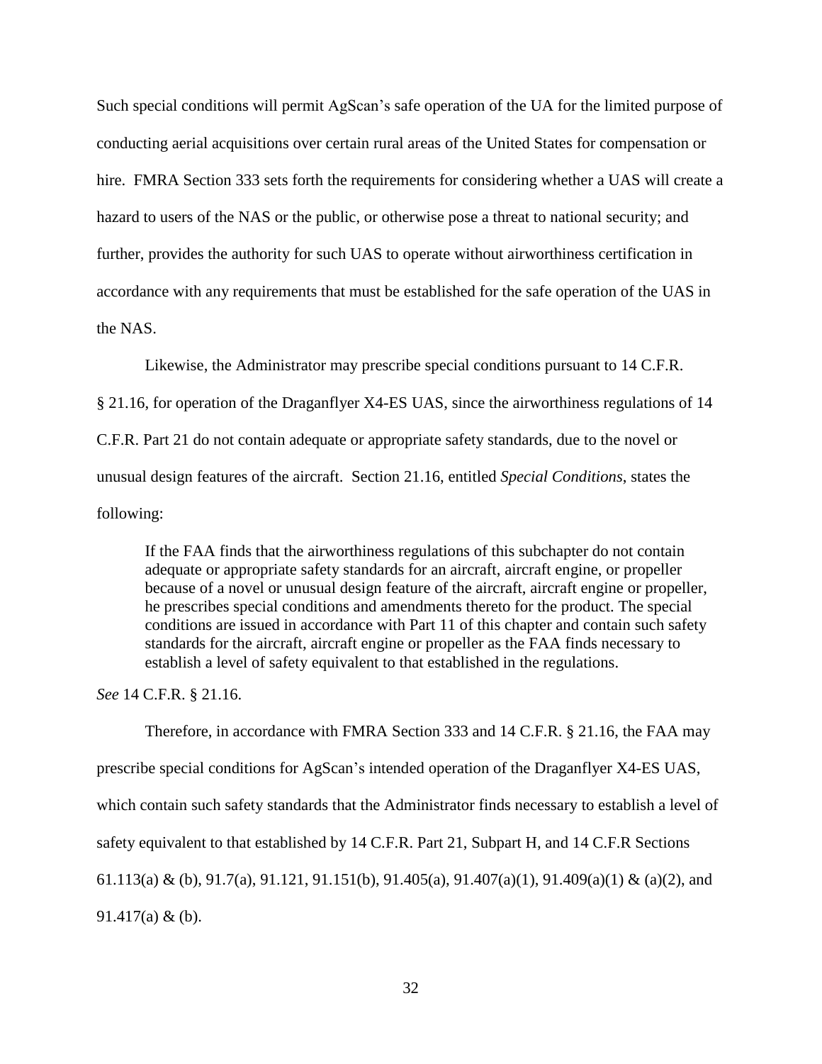Such special conditions will permit AgScan's safe operation of the UA for the limited purpose of conducting aerial acquisitions over certain rural areas of the United States for compensation or hire. FMRA Section 333 sets forth the requirements for considering whether a UAS will create a hazard to users of the NAS or the public, or otherwise pose a threat to national security; and further, provides the authority for such UAS to operate without airworthiness certification in accordance with any requirements that must be established for the safe operation of the UAS in the NAS.

Likewise, the Administrator may prescribe special conditions pursuant to 14 C.F.R. § 21.16, for operation of the Draganflyer X4-ES UAS, since the airworthiness regulations of 14 C.F.R. Part 21 do not contain adequate or appropriate safety standards, due to the novel or unusual design features of the aircraft. Section 21.16, entitled *Special Conditions*, states the following:

> If the FAA finds that the airworthiness regulations of this subchapter do not contain adequate or appropriate safety standards for an aircraft, aircraft engine, or propeller because of a novel or unusual design feature of the aircraft, aircraft engine or propeller, he prescribes special conditions and amendments thereto for the product. The special conditions are issued in accordance with Part 11 of this chapter and contain such safety standards for the aircraft, aircraft engine or propeller as the FAA finds necessary to establish a level of safety equivalent to that established in the regulations.

*See* 14 C.F.R. § 21.16.

Therefore, in accordance with FMRA Section 333 and 14 C.F.R. § 21.16, the FAA may prescribe special conditions for AgScan's intended operation of the Draganflyer X4-ES UAS, which contain such safety standards that the Administrator finds necessary to establish a level of safety equivalent to that established by 14 C.F.R. Part 21, Subpart H, and 14 C.F.R Sections 61.113(a) & (b), 91.7(a), 91.121, 91.151(b), 91.405(a), 91.407(a)(1), 91.409(a)(1) & (a)(2), and 91.417(a) & (b).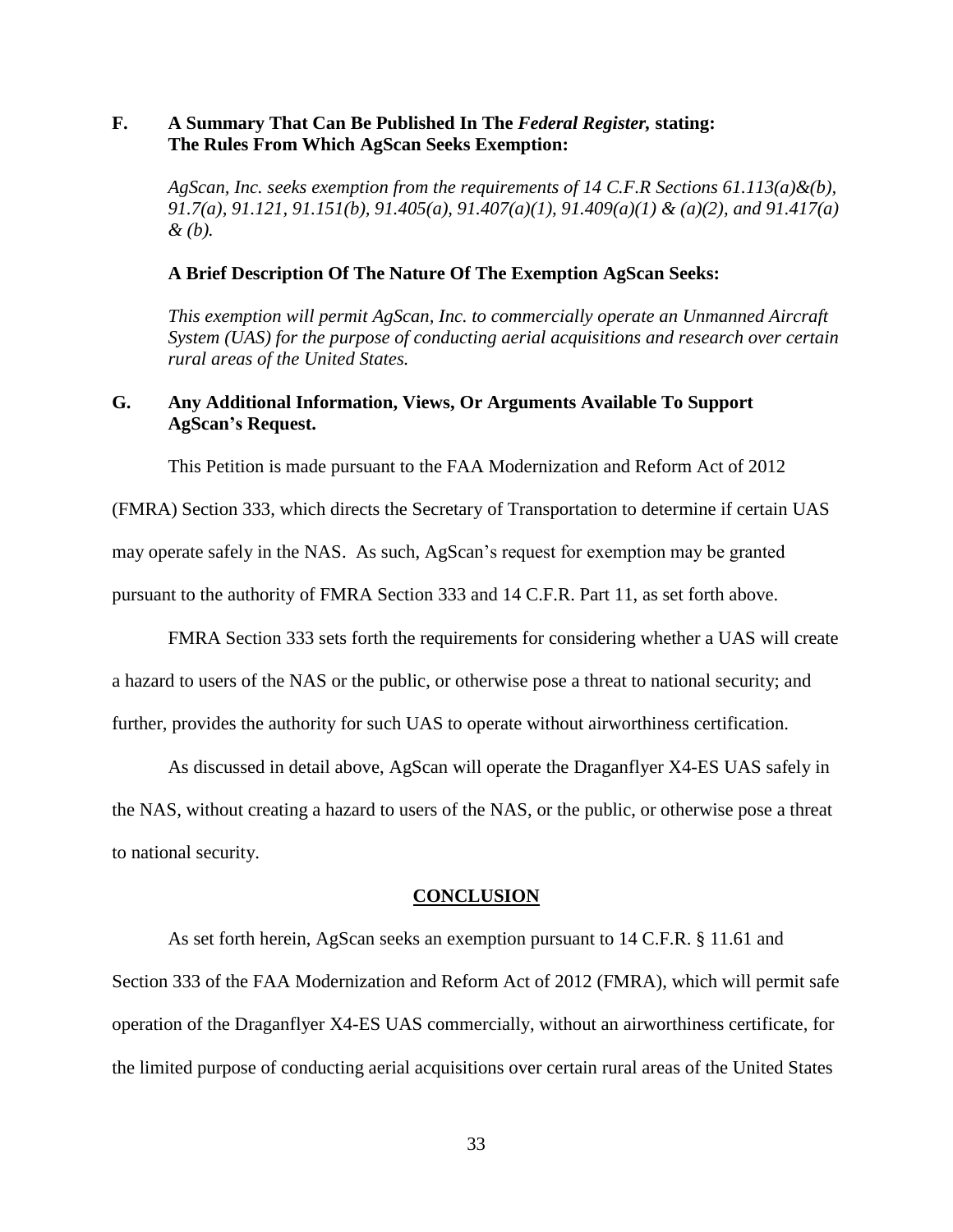## F. A Summary That Can Be Published In The *Federal Register,* stating: The Rules From Which AgScan Seeks Exemption:

*AgScan, Inc. seeks exemption from the requirements of 14 C.F.R Sections 61.113(a)&(b), 91.7(a), 91.121, 91.151(b), 91.405(a), 91.407(a)(1), 91.409(a)(1) & (a)(2), and 91.417(a) & (b).*

**A Brief Description Of The Nature Of The Exemption AgScan Seeks:**

*This exemption will permit AgScan, Inc. to commercially operate an Unmanned Aircraft System (UAS) for the purpose of conducting aerial acquisitions and research over certain rural areas of the United States.*

## G. Any Additional Information, Views, Or Arguments Available To Support AgScan's Request.

This Petition is made pursuant to the FAA Modernization and Reform Act of 2012 (FMRA) Section 333, which directs the Secretary of Transportation to determine if certain UAS may operate safely in the NAS. As such, AgScan's request for exemption may be granted pursuant to the authority of FMRA Section 333 and 14 C.F.R. Part 11, as set forth above.

FMRA Section 333 sets forth the requirements for considering whether a UAS will create a hazard to users of the NAS or the public, or otherwise pose a threat to national security; and further, provides the authority for such UAS to operate without airworthiness certification.

As discussed in detail above, AgScan will operate the Draganflyer X4-ES UAS safely in the NAS, without creating a hazard to users of the NAS, or the public, or otherwise pose a threat to national security.

## CONCLUSION

As set forth herein, AgScan seeks an exemption pursuant to 14 C.F.R. § 11.61 and Section 333 of the FAA Modernization and Reform Act of 2012 (FMRA), which will permit safe operation of the Draganflyer X4-ES UAS commercially, without an airworthiness certificate, for the limited purpose of conducting aerial acquisitions over certain rural areas of the United States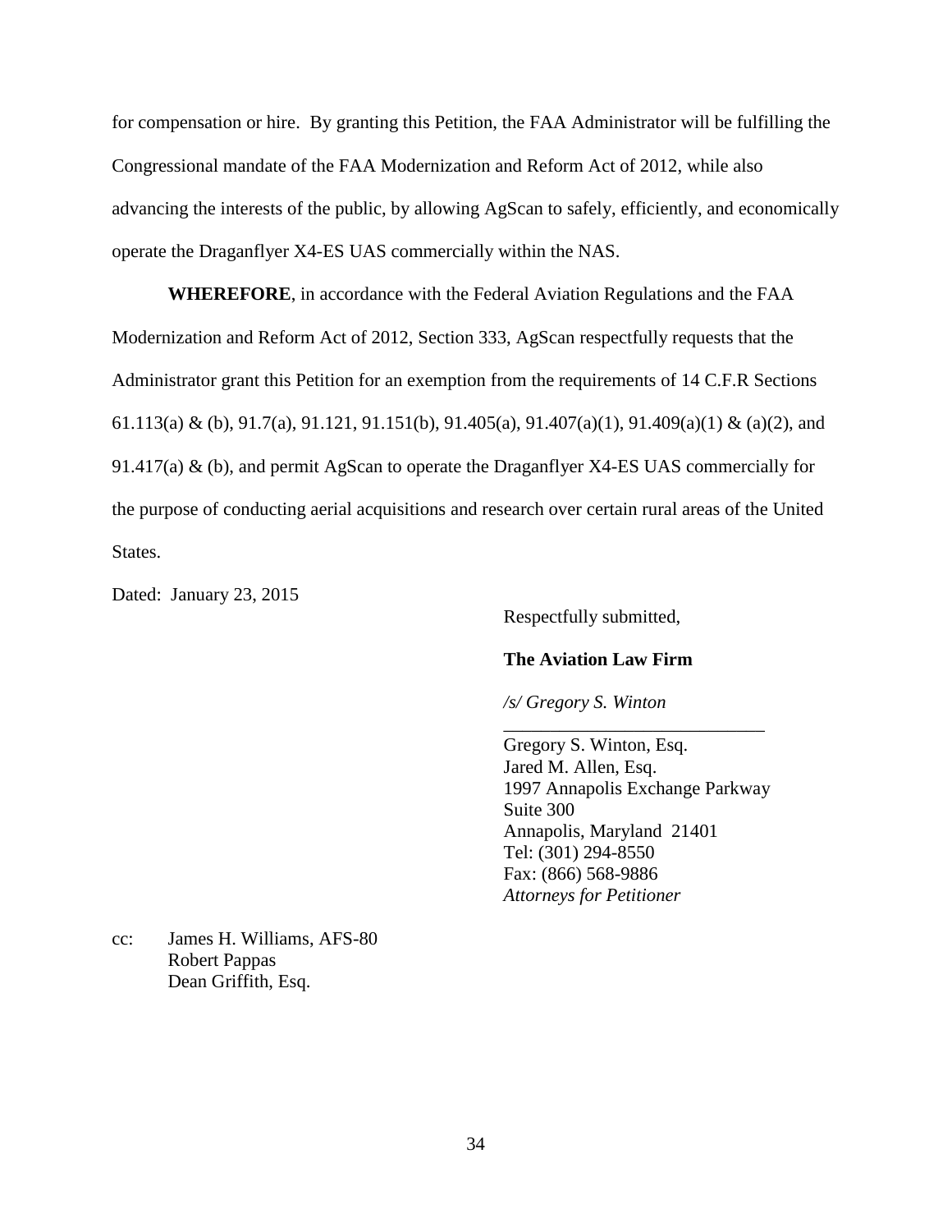for compensation or hire. By granting this Petition, the FAA Administrator will be fulfilling the Congressional mandate of the FAA Modernization and Reform Act of 2012, while also advancing the interests of the public, by allowing AgScan to safely, efficiently, and economically operate the Draganflyer X4-ES UAS commercially within the NAS.

**WHEREFORE**, in accordance with the Federal Aviation Regulations and the FAA Modernization and Reform Act of 2012, Section 333, AgScan respectfully requests that the Administrator grant this Petition for an exemption from the requirements of 14 C.F.R Sections 61.113(a) & (b), 91.7(a), 91.121, 91.151(b), 91.405(a), 91.407(a)(1), 91.409(a)(1) & (a)(2), and 91.417(a) & (b), and permit AgScan to operate the Draganflyer X4-ES UAS commercially for the purpose of conducting aerial acquisitions and research over certain rural areas of the United States.

Dated: January 23, 2015

Respectfully submitted,

**The Aviation Law Firm**

*/s/ Gregory S. Winton*
\_\_\_\_\_\_\_\_\_\_\_\_\_\_\_\_\_\_\_\_\_\_\_\_\_\_\_\_

Gregory S. Winton, Esq.
Jared M. Allen, Esq.
1997 Annapolis Exchange Parkway
Suite 300
Annapolis, Maryland 21401
Tel: (301) 294-8550
Fax: (866) 568-9886
*Attorneys for Petitioner*

cc: James H. Williams, AFS-80
Robert Pappas
Dean Griffith, Esq.